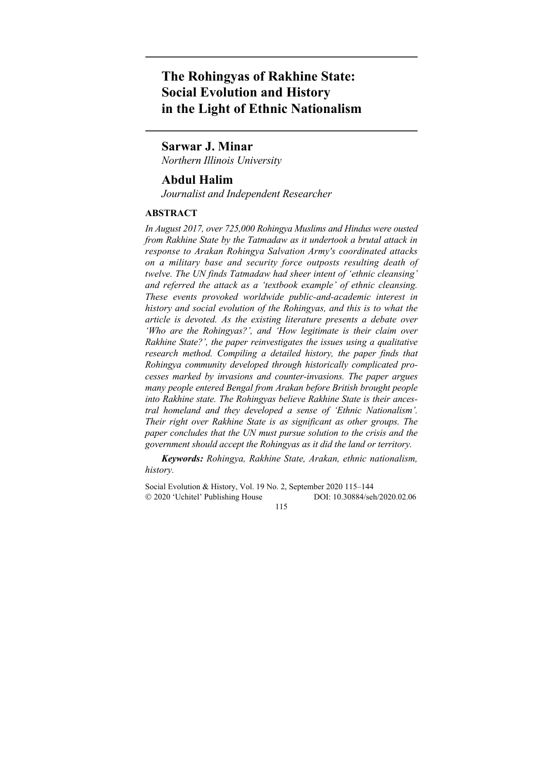# The Rohingyas of Rakhine State: Social Evolution and History in the Light of Ethnic Nationalism

**Sarwar J. Minar**

*Northern Illinois University*

**Abdul Halim**

*Journalist and Independent Researcher*

## ABSTRACT

*In August 2017, over 725,000 Rohingya Muslims and Hindus were ousted from Rakhine State by the Tatmadaw as it undertook a brutal attack in response to Arakan Rohingya Salvation Army's coordinated attacks on a military base and security force outposts resulting death of twelve. The UN finds Tatmadaw had sheer intent of 'ethnic cleansing' and referred the attack as a 'textbook example' of ethnic cleansing. These events provoked worldwide public-and-academic interest in history and social evolution of the Rohingyas, and this is to what the article is devoted. As the existing literature presents a debate over 'Who are the Rohingyas?', and 'How legitimate is their claim over Rakhine State?', the paper reinvestigates the issues using a qualitative research method. Compiling a detailed history, the paper finds that Rohingya community developed through historically complicated processes marked by invasions and counter-invasions. The paper argues many people entered Bengal from Arakan before British brought people into Rakhine state. The Rohingyas believe Rakhine State is their ancestral homeland and they developed a sense of 'Ethnic Nationalism'. Their right over Rakhine State is as significant as other groups. The paper concludes that the UN must pursue solution to the crisis and the government should accept the Rohingyas as it did the land or territory.*

***Keywords:*** *Rohingya, Rakhine State, Arakan, ethnic nationalism, history.*

Social Evolution & History, Vol. 19 No. 2, September 2020 115–144
© 2020 'Uchitel' Publishing House DOI: 10.30884/seh/2020.02.06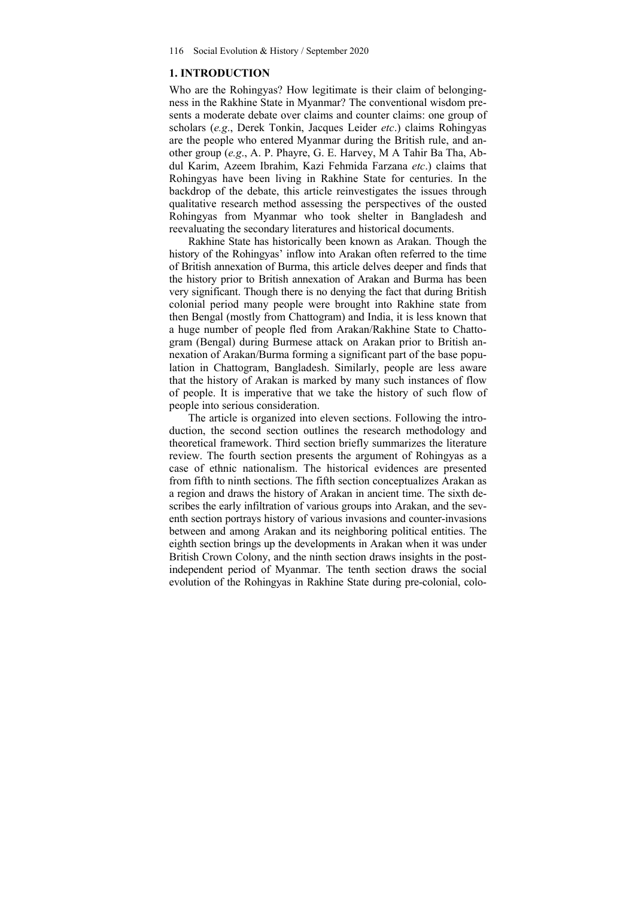## 1. INTRODUCTION

Who are the Rohingyas? How legitimate is their claim of belongingness in the Rakhine State in Myanmar? The conventional wisdom presents a moderate debate over claims and counter claims: one group of scholars (*e.g*., Derek Tonkin, Jacques Leider *etc*.) claims Rohingyas are the people who entered Myanmar during the British rule, and another group (*e.g*., A. P. Phayre, G. E. Harvey, M A Tahir Ba Tha, Abdul Karim, Azeem Ibrahim, Kazi Fehmida Farzana *etc*.) claims that Rohingyas have been living in Rakhine State for centuries. In the backdrop of the debate, this article reinvestigates the issues through qualitative research method assessing the perspectives of the ousted Rohingyas from Myanmar who took shelter in Bangladesh and reevaluating the secondary literatures and historical documents.

Rakhine State has historically been known as Arakan. Though the history of the Rohingyas' inflow into Arakan often referred to the time of British annexation of Burma, this article delves deeper and finds that the history prior to British annexation of Arakan and Burma has been very significant. Though there is no denying the fact that during British colonial period many people were brought into Rakhine state from then Bengal (mostly from Chattogram) and India, it is less known that a huge number of people fled from Arakan/Rakhine State to Chattogram (Bengal) during Burmese attack on Arakan prior to British annexation of Arakan/Burma forming a significant part of the base population in Chattogram, Bangladesh. Similarly, people are less aware that the history of Arakan is marked by many such instances of flow of people. It is imperative that we take the history of such flow of people into serious consideration.

The article is organized into eleven sections. Following the introduction, the second section outlines the research methodology and theoretical framework. Third section briefly summarizes the literature review. The fourth section presents the argument of Rohingyas as a case of ethnic nationalism. The historical evidences are presented from fifth to ninth sections. The fifth section conceptualizes Arakan as a region and draws the history of Arakan in ancient time. The sixth describes the early infiltration of various groups into Arakan, and the seventh section portrays history of various invasions and counter-invasions between and among Arakan and its neighboring political entities. The eighth section brings up the developments in Arakan when it was under British Crown Colony, and the ninth section draws insights in the post-independent period of Myanmar. The tenth section draws the social evolution of the Rohingyas in Rakhine State during pre-colonial, colo-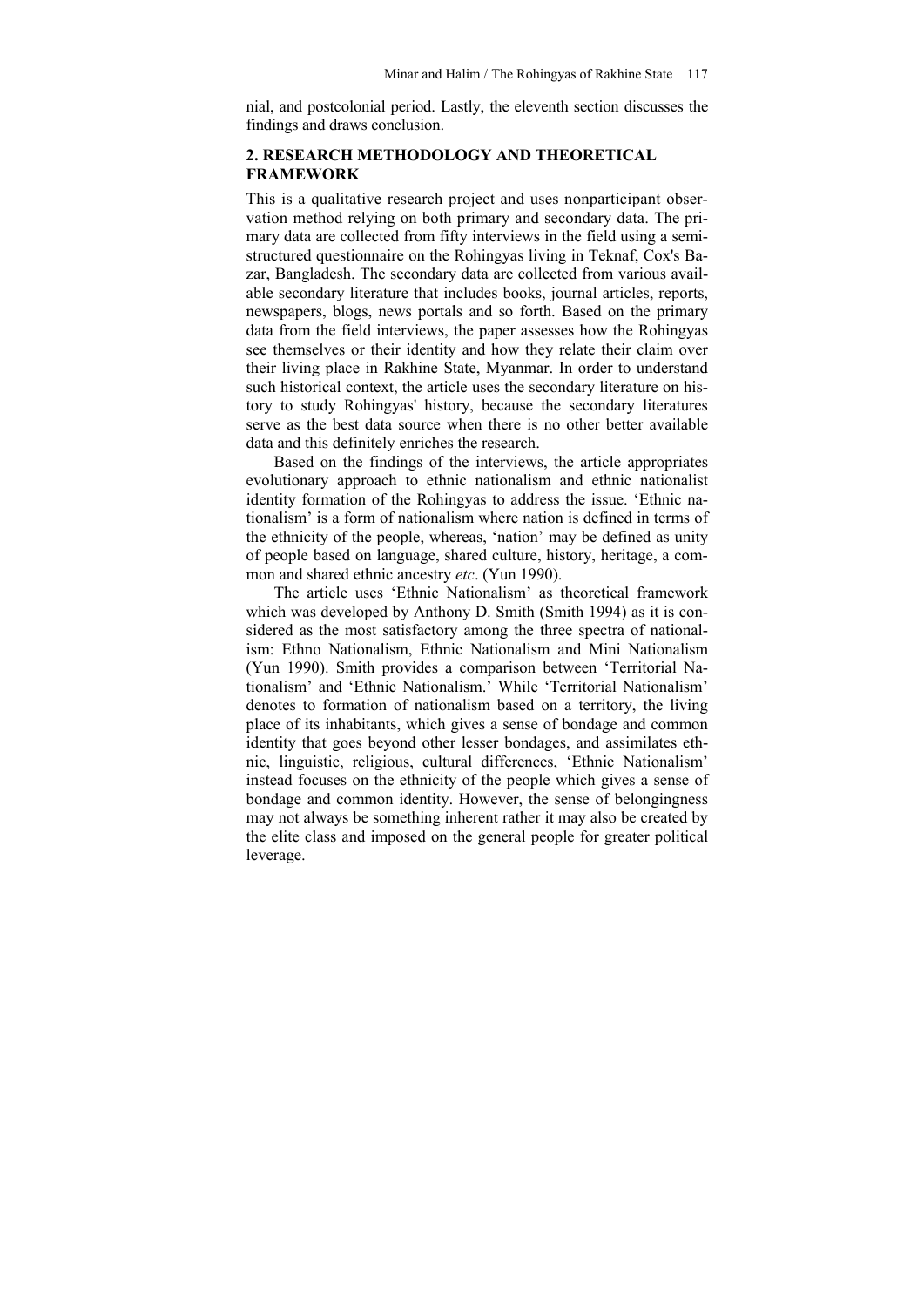nial, and postcolonial period. Lastly, the eleventh section discusses the findings and draws conclusion.

## 2. RESEARCH METHODOLOGY AND THEORETICAL FRAMEWORK

This is a qualitative research project and uses nonparticipant observation method relying on both primary and secondary data. The primary data are collected from fifty interviews in the field using a semi-structured questionnaire on the Rohingyas living in Teknaf, Cox's Bazar, Bangladesh. The secondary data are collected from various available secondary literature that includes books, journal articles, reports, newspapers, blogs, news portals and so forth. Based on the primary data from the field interviews, the paper assesses how the Rohingyas see themselves or their identity and how they relate their claim over their living place in Rakhine State, Myanmar. In order to understand such historical context, the article uses the secondary literature on history to study Rohingyas' history, because the secondary literatures serve as the best data source when there is no other better available data and this definitely enriches the research.

Based on the findings of the interviews, the article appropriates evolutionary approach to ethnic nationalism and ethnic nationalist identity formation of the Rohingyas to address the issue. 'Ethnic nationalism' is a form of nationalism where nation is defined in terms of the ethnicity of the people, whereas, 'nation' may be defined as unity of people based on language, shared culture, history, heritage, a common and shared ethnic ancestry *etc*. (Yun 1990).

The article uses 'Ethnic Nationalism' as theoretical framework which was developed by Anthony D. Smith (Smith 1994) as it is considered as the most satisfactory among the three spectra of nationalism: Ethno Nationalism, Ethnic Nationalism and Mini Nationalism (Yun 1990). Smith provides a comparison between 'Territorial Nationalism' and 'Ethnic Nationalism.' While 'Territorial Nationalism' denotes to formation of nationalism based on a territory, the living place of its inhabitants, which gives a sense of bondage and common identity that goes beyond other lesser bondages, and assimilates ethnic, linguistic, religious, cultural differences, 'Ethnic Nationalism' instead focuses on the ethnicity of the people which gives a sense of bondage and common identity. However, the sense of belongingness may not always be something inherent rather it may also be created by the elite class and imposed on the general people for greater political leverage.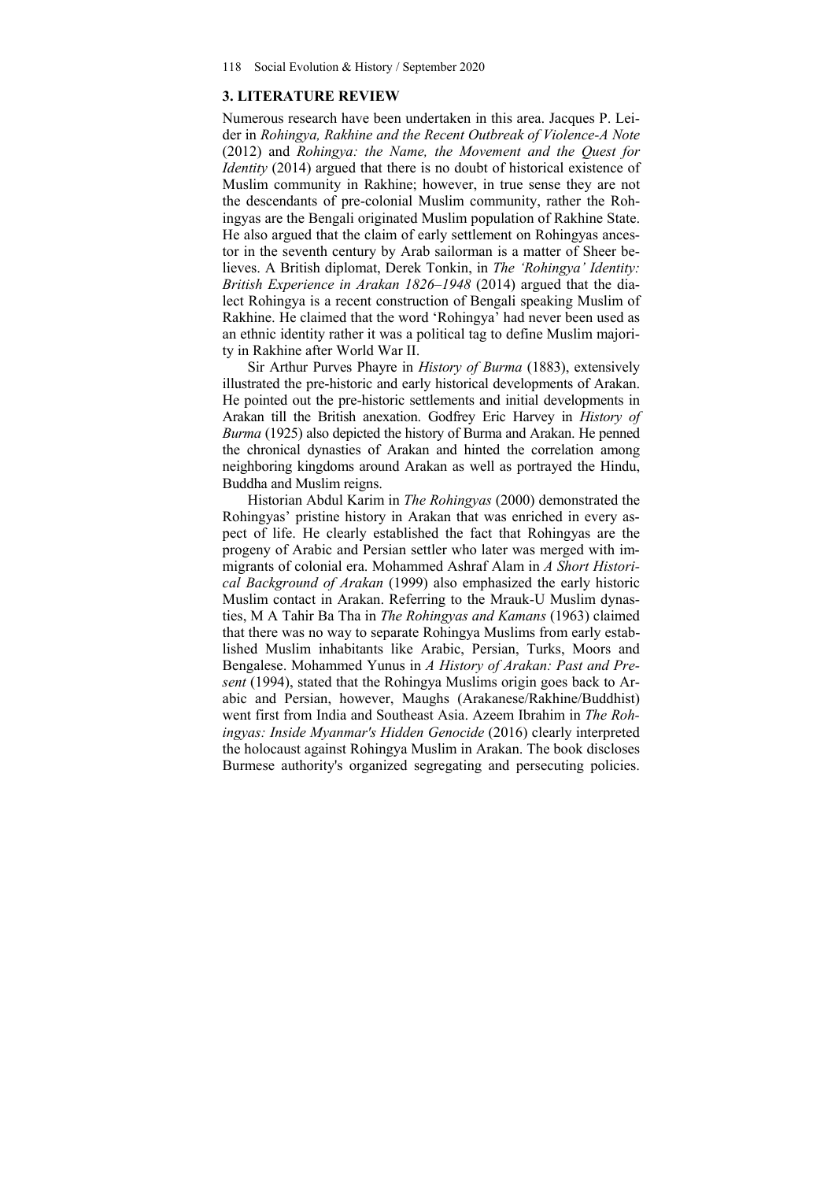## 3. LITERATURE REVIEW

Numerous research have been undertaken in this area. Jacques P. Leider in *Rohingya, Rakhine and the Recent Outbreak of Violence-A Note* (2012) and *Rohingya: the Name, the Movement and the Quest for Identity* (2014) argued that there is no doubt of historical existence of Muslim community in Rakhine; however, in true sense they are not the descendants of pre-colonial Muslim community, rather the Rohingyas are the Bengali originated Muslim population of Rakhine State. He also argued that the claim of early settlement on Rohingyas ancestor in the seventh century by Arab sailorman is a matter of Sheer believes. A British diplomat, Derek Tonkin, in *The 'Rohingya' Identity: British Experience in Arakan 1826–1948* (2014) argued that the dialect Rohingya is a recent construction of Bengali speaking Muslim of Rakhine. He claimed that the word 'Rohingya' had never been used as an ethnic identity rather it was a political tag to define Muslim majority in Rakhine after World War II.

Sir Arthur Purves Phayre in *History of Burma* (1883), extensively illustrated the pre-historic and early historical developments of Arakan. He pointed out the pre-historic settlements and initial developments in Arakan till the British anexation. Godfrey Eric Harvey in *History of Burma* (1925) also depicted the history of Burma and Arakan. He penned the chronical dynasties of Arakan and hinted the correlation among neighboring kingdoms around Arakan as well as portrayed the Hindu, Buddha and Muslim reigns.

Historian Abdul Karim in *The Rohingyas* (2000) demonstrated the Rohingyas' pristine history in Arakan that was enriched in every aspect of life. He clearly established the fact that Rohingyas are the progeny of Arabic and Persian settler who later was merged with immigrants of colonial era. Mohammed Ashraf Alam in *A Short Historical Background of Arakan* (1999) also emphasized the early historic Muslim contact in Arakan. Referring to the Mrauk-U Muslim dynasties, M A Tahir Ba Tha in *The Rohingyas and Kamans* (1963) claimed that there was no way to separate Rohingya Muslims from early established Muslim inhabitants like Arabic, Persian, Turks, Moors and Bengalese. Mohammed Yunus in *A History of Arakan: Past and Present* (1994), stated that the Rohingya Muslims origin goes back to Arabic and Persian, however, Maughs (Arakanese/Rakhine/Buddhist) went first from India and Southeast Asia. Azeem Ibrahim in *The Rohingyas: Inside Myanmar's Hidden Genocide* (2016) clearly interpreted the holocaust against Rohingya Muslim in Arakan. The book discloses Burmese authority's organized segregating and persecuting policies.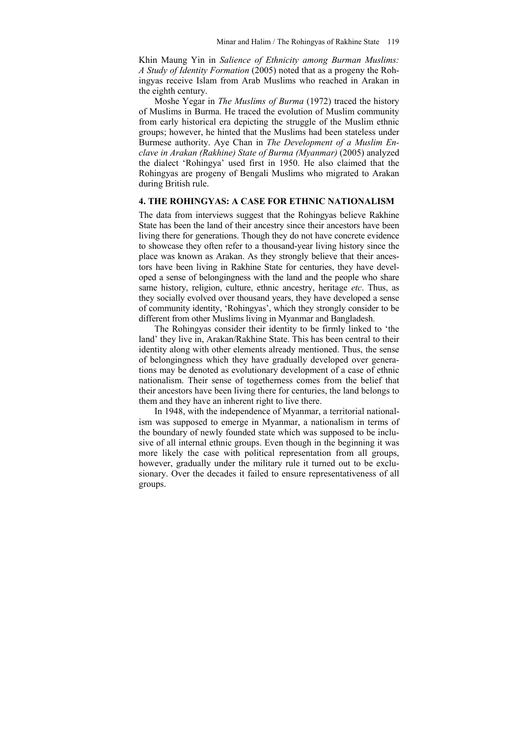Khin Maung Yin in *Salience of Ethnicity among Burman Muslims: A Study of Identity Formation* (2005) noted that as a progeny the Rohingyas receive Islam from Arab Muslims who reached in Arakan in the eighth century.

Moshe Yegar in *The Muslims of Burma* (1972) traced the history of Muslims in Burma. He traced the evolution of Muslim community from early historical era depicting the struggle of the Muslim ethnic groups; however, he hinted that the Muslims had been stateless under Burmese authority. Aye Chan in *The Development of a Muslim Enclave in Arakan (Rakhine) State of Burma (Myanmar)* (2005) analyzed the dialect 'Rohingya' used first in 1950. He also claimed that the Rohingyas are progeny of Bengali Muslims who migrated to Arakan during British rule.

## 4. THE ROHINGYAS: A CASE FOR ETHNIC NATIONALISM

The data from interviews suggest that the Rohingyas believe Rakhine State has been the land of their ancestry since their ancestors have been living there for generations. Though they do not have concrete evidence to showcase they often refer to a thousand-year living history since the place was known as Arakan. As they strongly believe that their ancestors have been living in Rakhine State for centuries, they have developed a sense of belongingness with the land and the people who share same history, religion, culture, ethnic ancestry, heritage *etc*. Thus, as they socially evolved over thousand years, they have developed a sense of community identity, 'Rohingyas', which they strongly consider to be different from other Muslims living in Myanmar and Bangladesh.

The Rohingyas consider their identity to be firmly linked to 'the land' they live in, Arakan/Rakhine State. This has been central to their identity along with other elements already mentioned. Thus, the sense of belongingness which they have gradually developed over generations may be denoted as evolutionary development of a case of ethnic nationalism. Their sense of togetherness comes from the belief that their ancestors have been living there for centuries, the land belongs to them and they have an inherent right to live there.

In 1948, with the independence of Myanmar, a territorial nationalism was supposed to emerge in Myanmar, a nationalism in terms of the boundary of newly founded state which was supposed to be inclusive of all internal ethnic groups. Even though in the beginning it was more likely the case with political representation from all groups, however, gradually under the military rule it turned out to be exclusionary. Over the decades it failed to ensure representativeness of all groups.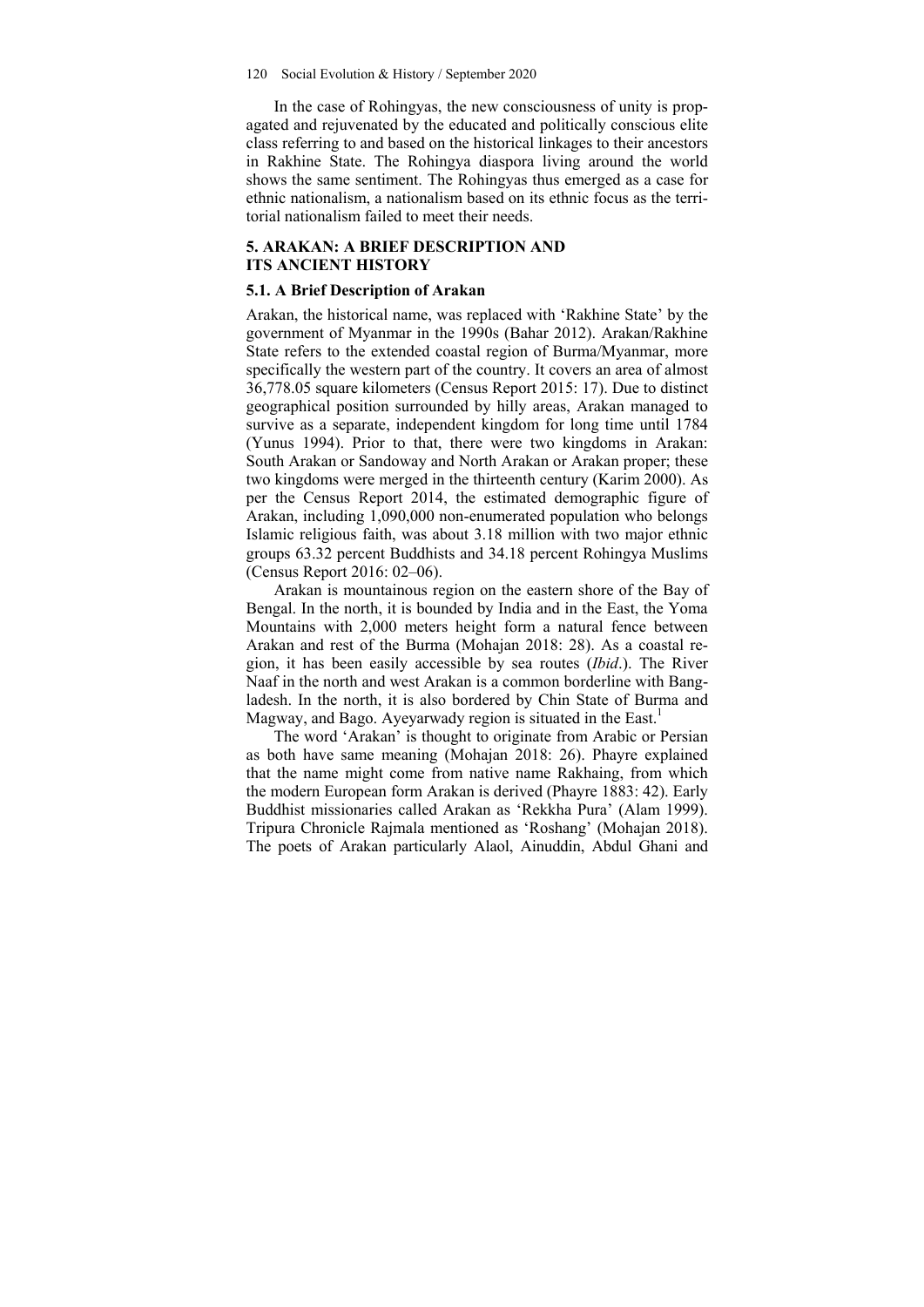In the case of Rohingyas, the new consciousness of unity is propagated and rejuvenated by the educated and politically conscious elite class referring to and based on the historical linkages to their ancestors in Rakhine State. The Rohingya diaspora living around the world shows the same sentiment. The Rohingyas thus emerged as a case for ethnic nationalism, a nationalism based on its ethnic focus as the territorial nationalism failed to meet their needs.

## 5. ARAKAN: A BRIEF DESCRIPTION AND ITS ANCIENT HISTORY

### 5.1. A Brief Description of Arakan

Arakan, the historical name, was replaced with 'Rakhine State' by the government of Myanmar in the 1990s (Bahar 2012). Arakan/Rakhine State refers to the extended coastal region of Burma/Myanmar, more specifically the western part of the country. It covers an area of almost 36,778.05 square kilometers (Census Report 2015: 17). Due to distinct geographical position surrounded by hilly areas, Arakan managed to survive as a separate, independent kingdom for long time until 1784 (Yunus 1994). Prior to that, there were two kingdoms in Arakan: South Arakan or Sandoway and North Arakan or Arakan proper; these two kingdoms were merged in the thirteenth century (Karim 2000). As per the Census Report 2014, the estimated demographic figure of Arakan, including 1,090,000 non-enumerated population who belongs Islamic religious faith, was about 3.18 million with two major ethnic groups 63.32 percent Buddhists and 34.18 percent Rohingya Muslims (Census Report 2016: 02–06).

Arakan is mountainous region on the eastern shore of the Bay of Bengal. In the north, it is bounded by India and in the East, the Yoma Mountains with 2,000 meters height form a natural fence between Arakan and rest of the Burma (Mohajan 2018: 28). As a coastal region, it has been easily accessible by sea routes (*Ibid*.). The River Naaf in the north and west Arakan is a common borderline with Bangladesh. In the north, it is also bordered by Chin State of Burma and Magway, and Bago. Ayeyarwady region is situated in the East.[1]

The word 'Arakan' is thought to originate from Arabic or Persian as both have same meaning (Mohajan 2018: 26). Phayre explained that the name might come from native name Rakhaing, from which the modern European form Arakan is derived (Phayre 1883: 42). Early Buddhist missionaries called Arakan as 'Rekkha Pura' (Alam 1999). Tripura Chronicle Rajmala mentioned as 'Roshang' (Mohajan 2018). The poets of Arakan particularly Alaol, Ainuddin, Abdul Ghani and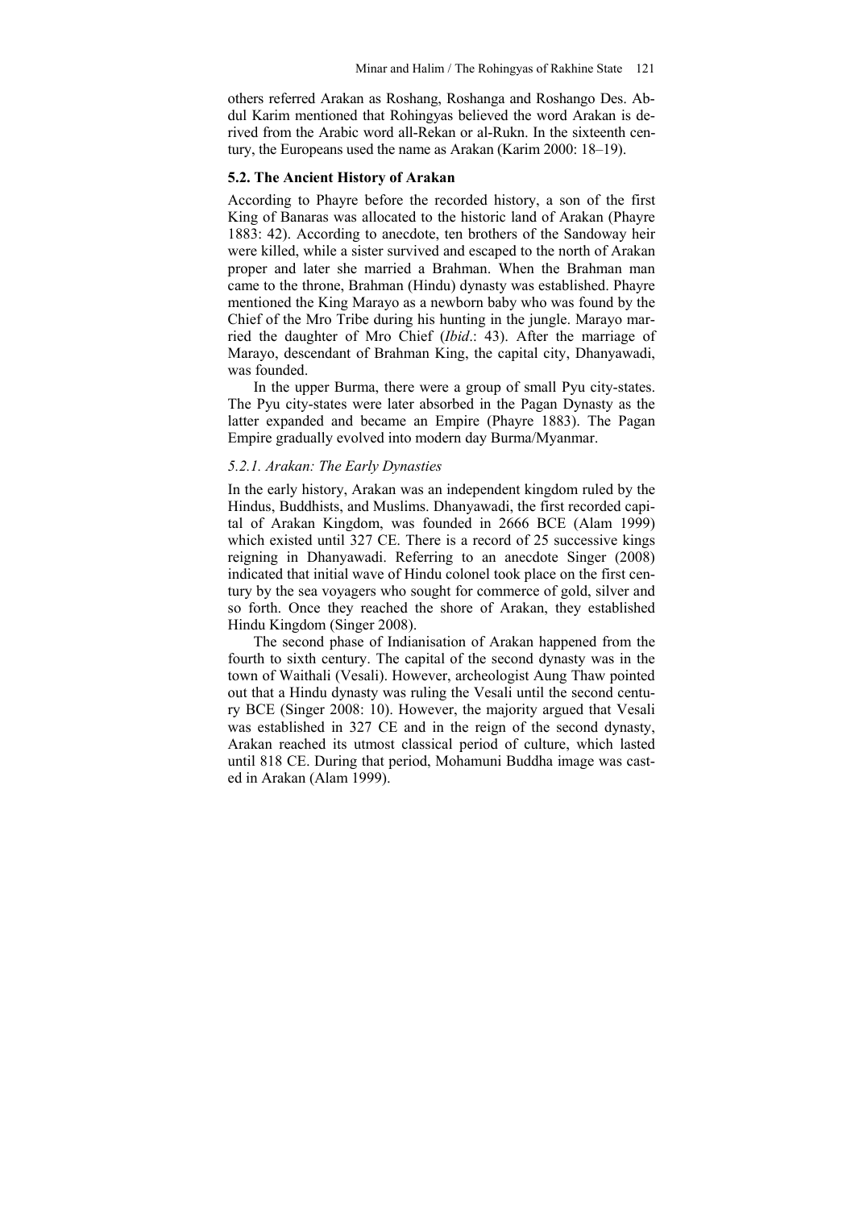others referred Arakan as Roshang, Roshanga and Roshango Des. Abdul Karim mentioned that Rohingyas believed the word Arakan is derived from the Arabic word all-Rekan or al-Rukn. In the sixteenth century, the Europeans used the name as Arakan (Karim 2000: 18–19).

### 5.2. The Ancient History of Arakan

According to Phayre before the recorded history, a son of the first King of Banaras was allocated to the historic land of Arakan (Phayre 1883: 42). According to anecdote, ten brothers of the Sandoway heir were killed, while a sister survived and escaped to the north of Arakan proper and later she married a Brahman. When the Brahman man came to the throne, Brahman (Hindu) dynasty was established. Phayre mentioned the King Marayo as a newborn baby who was found by the Chief of the Mro Tribe during his hunting in the jungle. Marayo married the daughter of Mro Chief (*Ibid*.: 43). After the marriage of Marayo, descendant of Brahman King, the capital city, Dhanyawadi, was founded.

In the upper Burma, there were a group of small Pyu city-states. The Pyu city-states were later absorbed in the Pagan Dynasty as the latter expanded and became an Empire (Phayre 1883). The Pagan Empire gradually evolved into modern day Burma/Myanmar.

#### *5.2.1. Arakan: The Early Dynasties*

In the early history, Arakan was an independent kingdom ruled by the Hindus, Buddhists, and Muslims. Dhanyawadi, the first recorded capital of Arakan Kingdom, was founded in 2666 BCE (Alam 1999) which existed until 327 CE. There is a record of 25 successive kings reigning in Dhanyawadi. Referring to an anecdote Singer (2008) indicated that initial wave of Hindu colonel took place on the first century by the sea voyagers who sought for commerce of gold, silver and so forth. Once they reached the shore of Arakan, they established Hindu Kingdom (Singer 2008).

The second phase of Indianisation of Arakan happened from the fourth to sixth century. The capital of the second dynasty was in the town of Waithali (Vesali). However, archeologist Aung Thaw pointed out that a Hindu dynasty was ruling the Vesali until the second century BCE (Singer 2008: 10). However, the majority argued that Vesali was established in 327 CE and in the reign of the second dynasty, Arakan reached its utmost classical period of culture, which lasted until 818 CE. During that period, Mohamuni Buddha image was casted in Arakan (Alam 1999).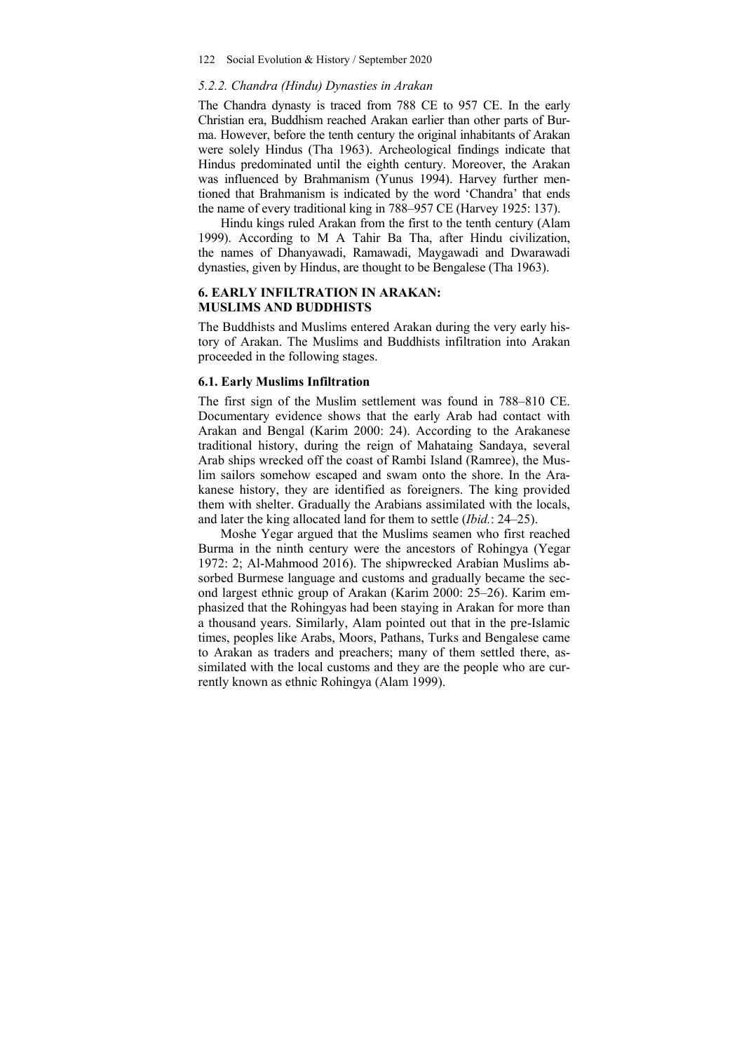### *5.2.2. Chandra (Hindu) Dynasties in Arakan*

The Chandra dynasty is traced from 788 CE to 957 CE. In the early Christian era, Buddhism reached Arakan earlier than other parts of Burma. However, before the tenth century the original inhabitants of Arakan were solely Hindus (Tha 1963). Archeological findings indicate that Hindus predominated until the eighth century. Moreover, the Arakan was influenced by Brahmanism (Yunus 1994). Harvey further mentioned that Brahmanism is indicated by the word 'Chandra' that ends the name of every traditional king in 788–957 CE (Harvey 1925: 137).

Hindu kings ruled Arakan from the first to the tenth century (Alam 1999). According to M A Tahir Ba Tha, after Hindu civilization, the names of Dhanyawadi, Ramawadi, Maygawadi and Dwarawadi dynasties, given by Hindus, are thought to be Bengalese (Tha 1963).

## 6. EARLY INFILTRATION IN ARAKAN: MUSLIMS AND BUDDHISTS

The Buddhists and Muslims entered Arakan during the very early history of Arakan. The Muslims and Buddhists infiltration into Arakan proceeded in the following stages.

### 6.1. Early Muslims Infiltration

The first sign of the Muslim settlement was found in 788–810 CE. Documentary evidence shows that the early Arab had contact with Arakan and Bengal (Karim 2000: 24). According to the Arakanese traditional history, during the reign of Mahataing Sandaya, several Arab ships wrecked off the coast of Rambi Island (Ramree), the Muslim sailors somehow escaped and swam onto the shore. In the Arakanese history, they are identified as foreigners. The king provided them with shelter. Gradually the Arabians assimilated with the locals, and later the king allocated land for them to settle (*Ibid.*: 24–25).

Moshe Yegar argued that the Muslims seamen who first reached Burma in the ninth century were the ancestors of Rohingya (Yegar 1972: 2; Al-Mahmood 2016). The shipwrecked Arabian Muslims absorbed Burmese language and customs and gradually became the second largest ethnic group of Arakan (Karim 2000: 25–26). Karim emphasized that the Rohingyas had been staying in Arakan for more than a thousand years. Similarly, Alam pointed out that in the pre-Islamic times, peoples like Arabs, Moors, Pathans, Turks and Bengalese came to Arakan as traders and preachers; many of them settled there, assimilated with the local customs and they are the people who are currently known as ethnic Rohingya (Alam 1999).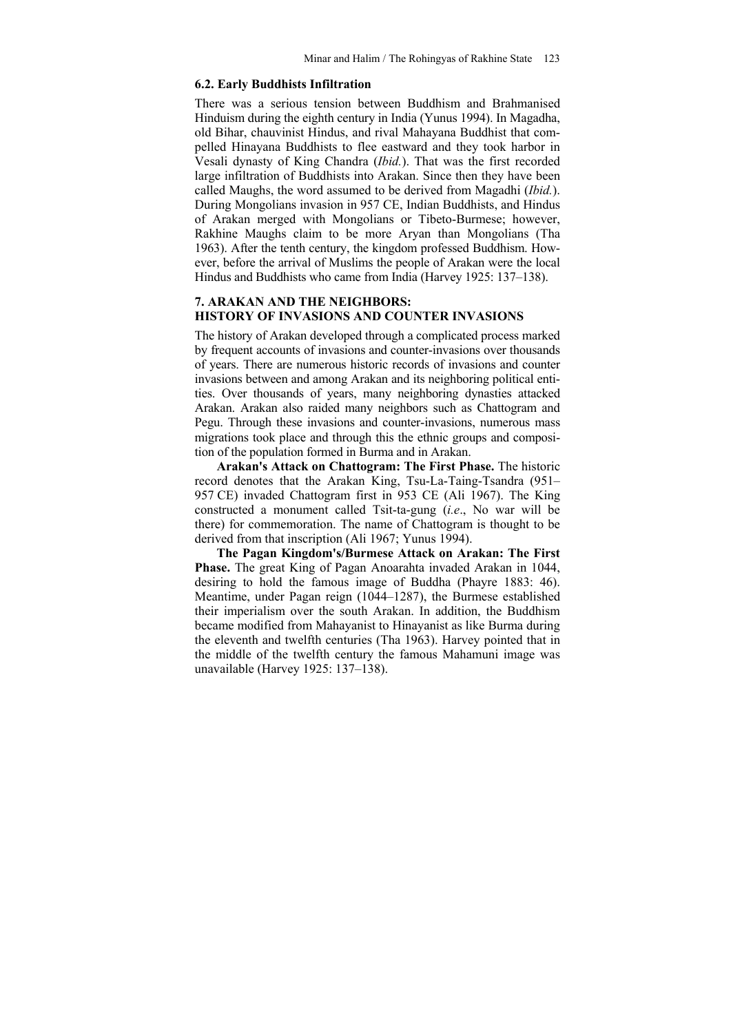### 6.2. Early Buddhists Infiltration

There was a serious tension between Buddhism and Brahmanised Hinduism during the eighth century in India (Yunus 1994). In Magadha, old Bihar, chauvinist Hindus, and rival Mahayana Buddhist that compelled Hinayana Buddhists to flee eastward and they took harbor in Vesali dynasty of King Chandra (*Ibid.*). That was the first recorded large infiltration of Buddhists into Arakan. Since then they have been called Maughs, the word assumed to be derived from Magadhi (*Ibid.*). During Mongolians invasion in 957 CE, Indian Buddhists, and Hindus of Arakan merged with Mongolians or Tibeto-Burmese; however, Rakhine Maughs claim to be more Aryan than Mongolians (Tha 1963). After the tenth century, the kingdom professed Buddhism. However, before the arrival of Muslims the people of Arakan were the local Hindus and Buddhists who came from India (Harvey 1925: 137–138).

## 7. ARAKAN AND THE NEIGHBORS: HISTORY OF INVASIONS AND COUNTER INVASIONS

The history of Arakan developed through a complicated process marked by frequent accounts of invasions and counter-invasions over thousands of years. There are numerous historic records of invasions and counter invasions between and among Arakan and its neighboring political entities. Over thousands of years, many neighboring dynasties attacked Arakan. Arakan also raided many neighbors such as Chattogram and Pegu. Through these invasions and counter-invasions, numerous mass migrations took place and through this the ethnic groups and composition of the population formed in Burma and in Arakan.

**Arakan's Attack on Chattogram: The First Phase.** The historic record denotes that the Arakan King, Tsu-La-Taing-Tsandra (951–957 CE) invaded Chattogram first in 953 CE (Ali 1967). The King constructed a monument called Tsit-ta-gung (*i.e*., No war will be there) for commemoration. The name of Chattogram is thought to be derived from that inscription (Ali 1967; Yunus 1994).

**The Pagan Kingdom's/Burmese Attack on Arakan: The First Phase.** The great King of Pagan Anoarahta invaded Arakan in 1044, desiring to hold the famous image of Buddha (Phayre 1883: 46). Meantime, under Pagan reign (1044–1287), the Burmese established their imperialism over the south Arakan. In addition, the Buddhism became modified from Mahayanist to Hinayanist as like Burma during the eleventh and twelfth centuries (Tha 1963). Harvey pointed that in the middle of the twelfth century the famous Mahamuni image was unavailable (Harvey 1925: 137–138).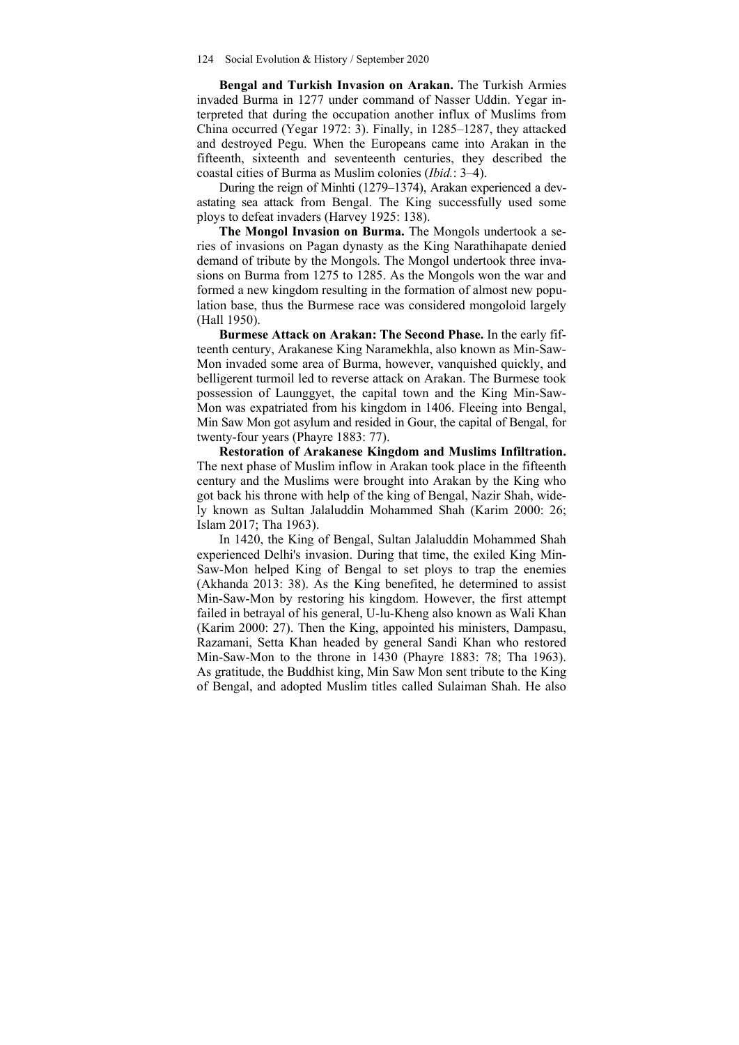**Bengal and Turkish Invasion on Arakan.** The Turkish Armies invaded Burma in 1277 under command of Nasser Uddin. Yegar interpreted that during the occupation another influx of Muslims from China occurred (Yegar 1972: 3). Finally, in 1285–1287, they attacked and destroyed Pegu. When the Europeans came into Arakan in the fifteenth, sixteenth and seventeenth centuries, they described the coastal cities of Burma as Muslim colonies (*Ibid.*: 3–4).

During the reign of Minhti (1279–1374), Arakan experienced a devastating sea attack from Bengal. The King successfully used some ploys to defeat invaders (Harvey 1925: 138).

**The Mongol Invasion on Burma.** The Mongols undertook a series of invasions on Pagan dynasty as the King Narathihapate denied demand of tribute by the Mongols. The Mongol undertook three invasions on Burma from 1275 to 1285. As the Mongols won the war and formed a new kingdom resulting in the formation of almost new population base, thus the Burmese race was considered mongoloid largely (Hall 1950).

**Burmese Attack on Arakan: The Second Phase.** In the early fifteenth century, Arakanese King Naramekhla, also known as Min-Saw-Mon invaded some area of Burma, however, vanquished quickly, and belligerent turmoil led to reverse attack on Arakan. The Burmese took possession of Launggyet, the capital town and the King Min-Saw-Mon was expatriated from his kingdom in 1406. Fleeing into Bengal, Min Saw Mon got asylum and resided in Gour, the capital of Bengal, for twenty-four years (Phayre 1883: 77).

**Restoration of Arakanese Kingdom and Muslims Infiltration.** The next phase of Muslim inflow in Arakan took place in the fifteenth century and the Muslims were brought into Arakan by the King who got back his throne with help of the king of Bengal, Nazir Shah, widely known as Sultan Jalaluddin Mohammed Shah (Karim 2000: 26; Islam 2017; Tha 1963).

In 1420, the King of Bengal, Sultan Jalaluddin Mohammed Shah experienced Delhi's invasion. During that time, the exiled King Min-Saw-Mon helped King of Bengal to set ploys to trap the enemies (Akhanda 2013: 38). As the King benefited, he determined to assist Min-Saw-Mon by restoring his kingdom. However, the first attempt failed in betrayal of his general, U-lu-Kheng also known as Wali Khan (Karim 2000: 27). Then the King, appointed his ministers, Dampasu, Razamani, Setta Khan headed by general Sandi Khan who restored Min-Saw-Mon to the throne in 1430 (Phayre 1883: 78; Tha 1963). As gratitude, the Buddhist king, Min Saw Mon sent tribute to the King of Bengal, and adopted Muslim titles called Sulaiman Shah. He also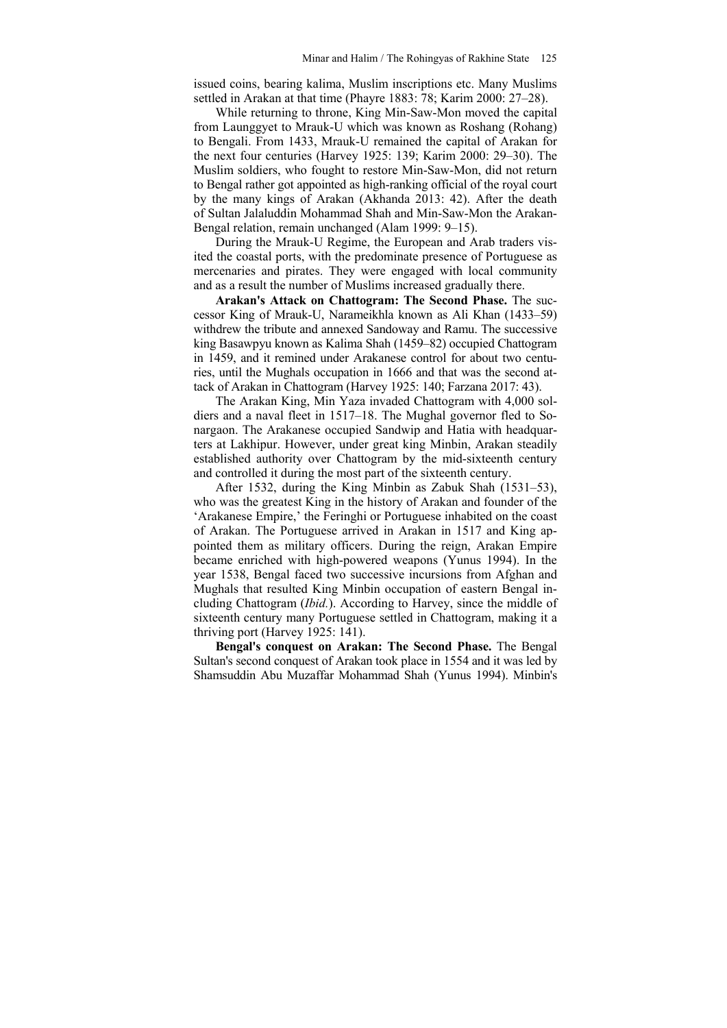issued coins, bearing kalima, Muslim inscriptions etc. Many Muslims settled in Arakan at that time (Phayre 1883: 78; Karim 2000: 27–28).

While returning to throne, King Min-Saw-Mon moved the capital from Launggyet to Mrauk-U which was known as Roshang (Rohang) to Bengali. From 1433, Mrauk-U remained the capital of Arakan for the next four centuries (Harvey 1925: 139; Karim 2000: 29–30). The Muslim soldiers, who fought to restore Min-Saw-Mon, did not return to Bengal rather got appointed as high-ranking official of the royal court by the many kings of Arakan (Akhanda 2013: 42). After the death of Sultan Jalaluddin Mohammad Shah and Min-Saw-Mon the Arakan-Bengal relation, remain unchanged (Alam 1999: 9–15).

During the Mrauk-U Regime, the European and Arab traders visited the coastal ports, with the predominate presence of Portuguese as mercenaries and pirates. They were engaged with local community and as a result the number of Muslims increased gradually there.

**Arakan's Attack on Chattogram: The Second Phase.** The successor King of Mrauk-U, Narameikhla known as Ali Khan (1433–59) withdrew the tribute and annexed Sandoway and Ramu. The successive king Basawpyu known as Kalima Shah (1459–82) occupied Chattogram in 1459, and it remined under Arakanese control for about two centuries, until the Mughals occupation in 1666 and that was the second attack of Arakan in Chattogram (Harvey 1925: 140; Farzana 2017: 43).

The Arakan King, Min Yaza invaded Chattogram with 4,000 soldiers and a naval fleet in 1517–18. The Mughal governor fled to Sonargaon. The Arakanese occupied Sandwip and Hatia with headquarters at Lakhipur. However, under great king Minbin, Arakan steadily established authority over Chattogram by the mid-sixteenth century and controlled it during the most part of the sixteenth century.

After 1532, during the King Minbin as Zabuk Shah (1531–53), who was the greatest King in the history of Arakan and founder of the 'Arakanese Empire,' the Feringhi or Portuguese inhabited on the coast of Arakan. The Portuguese arrived in Arakan in 1517 and King appointed them as military officers. During the reign, Arakan Empire became enriched with high-powered weapons (Yunus 1994). In the year 1538, Bengal faced two successive incursions from Afghan and Mughals that resulted King Minbin occupation of eastern Bengal including Chattogram (*Ibid.*). According to Harvey, since the middle of sixteenth century many Portuguese settled in Chattogram, making it a thriving port (Harvey 1925: 141).

**Bengal's conquest on Arakan: The Second Phase.** The Bengal Sultan's second conquest of Arakan took place in 1554 and it was led by Shamsuddin Abu Muzaffar Mohammad Shah (Yunus 1994). Minbin's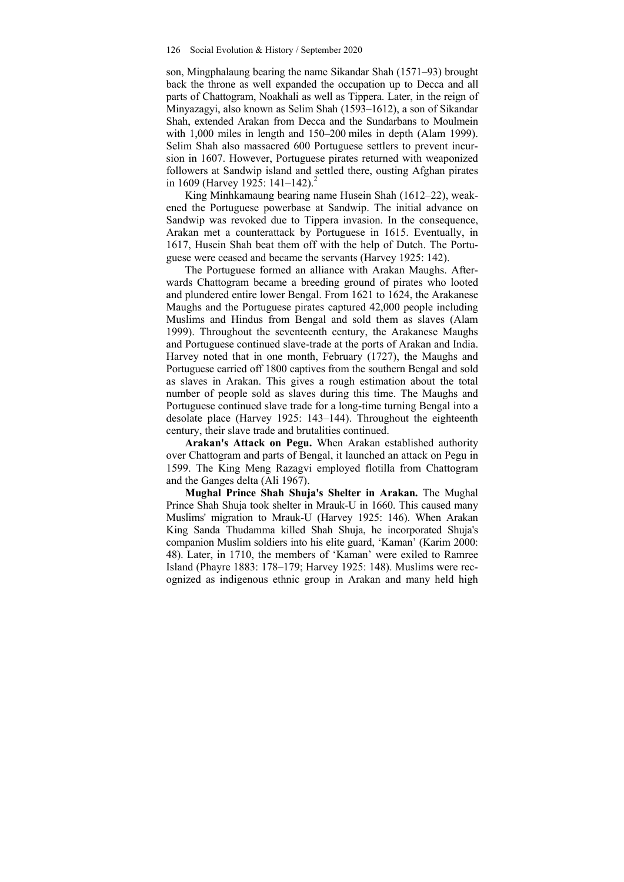son, Mingphalaung bearing the name Sikandar Shah (1571–93) brought back the throne as well expanded the occupation up to Decca and all parts of Chattogram, Noakhali as well as Tippera. Later, in the reign of Minyazagyi, also known as Selim Shah (1593–1612), a son of Sikandar Shah, extended Arakan from Decca and the Sundarbans to Moulmein with 1,000 miles in length and 150–200 miles in depth (Alam 1999). Selim Shah also massacred 600 Portuguese settlers to prevent incursion in 1607. However, Portuguese pirates returned with weaponized followers at Sandwip island and settled there, ousting Afghan pirates in 1609 (Harvey 1925: 141–142).[2]

King Minhkamaung bearing name Husein Shah (1612–22), weakened the Portuguese powerbase at Sandwip. The initial advance on Sandwip was revoked due to Tippera invasion. In the consequence, Arakan met a counterattack by Portuguese in 1615. Eventually, in 1617, Husein Shah beat them off with the help of Dutch. The Portuguese were ceased and became the servants (Harvey 1925: 142).

The Portuguese formed an alliance with Arakan Maughs. Afterwards Chattogram became a breeding ground of pirates who looted and plundered entire lower Bengal. From 1621 to 1624, the Arakanese Maughs and the Portuguese pirates captured 42,000 people including Muslims and Hindus from Bengal and sold them as slaves (Alam 1999). Throughout the seventeenth century, the Arakanese Maughs and Portuguese continued slave-trade at the ports of Arakan and India. Harvey noted that in one month, February (1727), the Maughs and Portuguese carried off 1800 captives from the southern Bengal and sold as slaves in Arakan. This gives a rough estimation about the total number of people sold as slaves during this time. The Maughs and Portuguese continued slave trade for a long-time turning Bengal into a desolate place (Harvey 1925: 143–144). Throughout the eighteenth century, their slave trade and brutalities continued.

**Arakan's Attack on Pegu.** When Arakan established authority over Chattogram and parts of Bengal, it launched an attack on Pegu in 1599. The King Meng Razagvi employed flotilla from Chattogram and the Ganges delta (Ali 1967).

**Mughal Prince Shah Shuja's Shelter in Arakan.** The Mughal Prince Shah Shuja took shelter in Mrauk-U in 1660. This caused many Muslims' migration to Mrauk-U (Harvey 1925: 146). When Arakan King Sanda Thudamma killed Shah Shuja, he incorporated Shuja's companion Muslim soldiers into his elite guard, 'Kaman' (Karim 2000: 48). Later, in 1710, the members of 'Kaman' were exiled to Ramree Island (Phayre 1883: 178–179; Harvey 1925: 148). Muslims were recognized as indigenous ethnic group in Arakan and many held high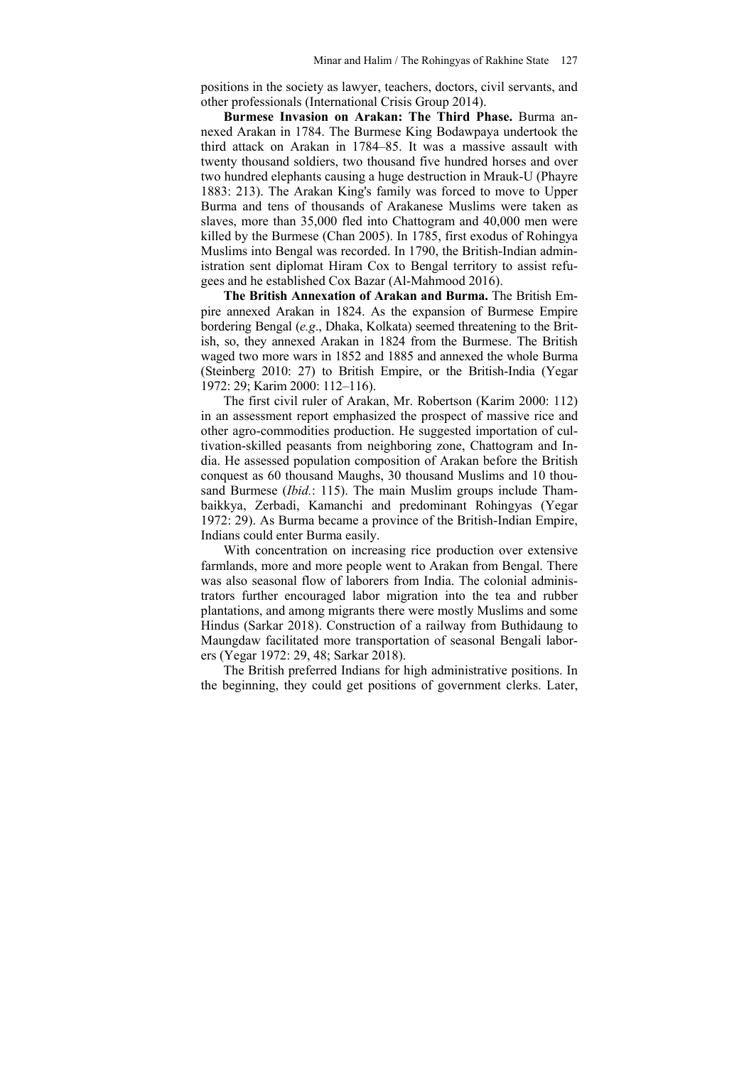positions in the society as lawyer, teachers, doctors, civil servants, and other professionals (International Crisis Group 2014).

**Burmese Invasion on Arakan: The Third Phase.** Burma annexed Arakan in 1784. The Burmese King Bodawpaya undertook the third attack on Arakan in 1784–85. It was a massive assault with twenty thousand soldiers, two thousand five hundred horses and over two hundred elephants causing a huge destruction in Mrauk-U (Phayre 1883: 213). The Arakan King's family was forced to move to Upper Burma and tens of thousands of Arakanese Muslims were taken as slaves, more than 35,000 fled into Chattogram and 40,000 men were killed by the Burmese (Chan 2005). In 1785, first exodus of Rohingya Muslims into Bengal was recorded. In 1790, the British-Indian administration sent diplomat Hiram Cox to Bengal territory to assist refugees and he established Cox Bazar (Al-Mahmood 2016).

**The British Annexation of Arakan and Burma.** The British Empire annexed Arakan in 1824. As the expansion of Burmese Empire bordering Bengal (*e.g*., Dhaka, Kolkata) seemed threatening to the British, so, they annexed Arakan in 1824 from the Burmese. The British waged two more wars in 1852 and 1885 and annexed the whole Burma (Steinberg 2010: 27) to British Empire, or the British-India (Yegar 1972: 29; Karim 2000: 112–116).

The first civil ruler of Arakan, Mr. Robertson (Karim 2000: 112) in an assessment report emphasized the prospect of massive rice and other agro-commodities production. He suggested importation of cultivation-skilled peasants from neighboring zone, Chattogram and India. He assessed population composition of Arakan before the British conquest as 60 thousand Maughs, 30 thousand Muslims and 10 thousand Burmese (*Ibid.*: 115). The main Muslim groups include Thambaikkya, Zerbadi, Kamanchi and predominant Rohingyas (Yegar 1972: 29). As Burma became a province of the British-Indian Empire, Indians could enter Burma easily.

With concentration on increasing rice production over extensive farmlands, more and more people went to Arakan from Bengal. There was also seasonal flow of laborers from India. The colonial administrators further encouraged labor migration into the tea and rubber plantations, and among migrants there were mostly Muslims and some Hindus (Sarkar 2018). Construction of a railway from Buthidaung to Maungdaw facilitated more transportation of seasonal Bengali laborers (Yegar 1972: 29, 48; Sarkar 2018).

The British preferred Indians for high administrative positions. In the beginning, they could get positions of government clerks. Later,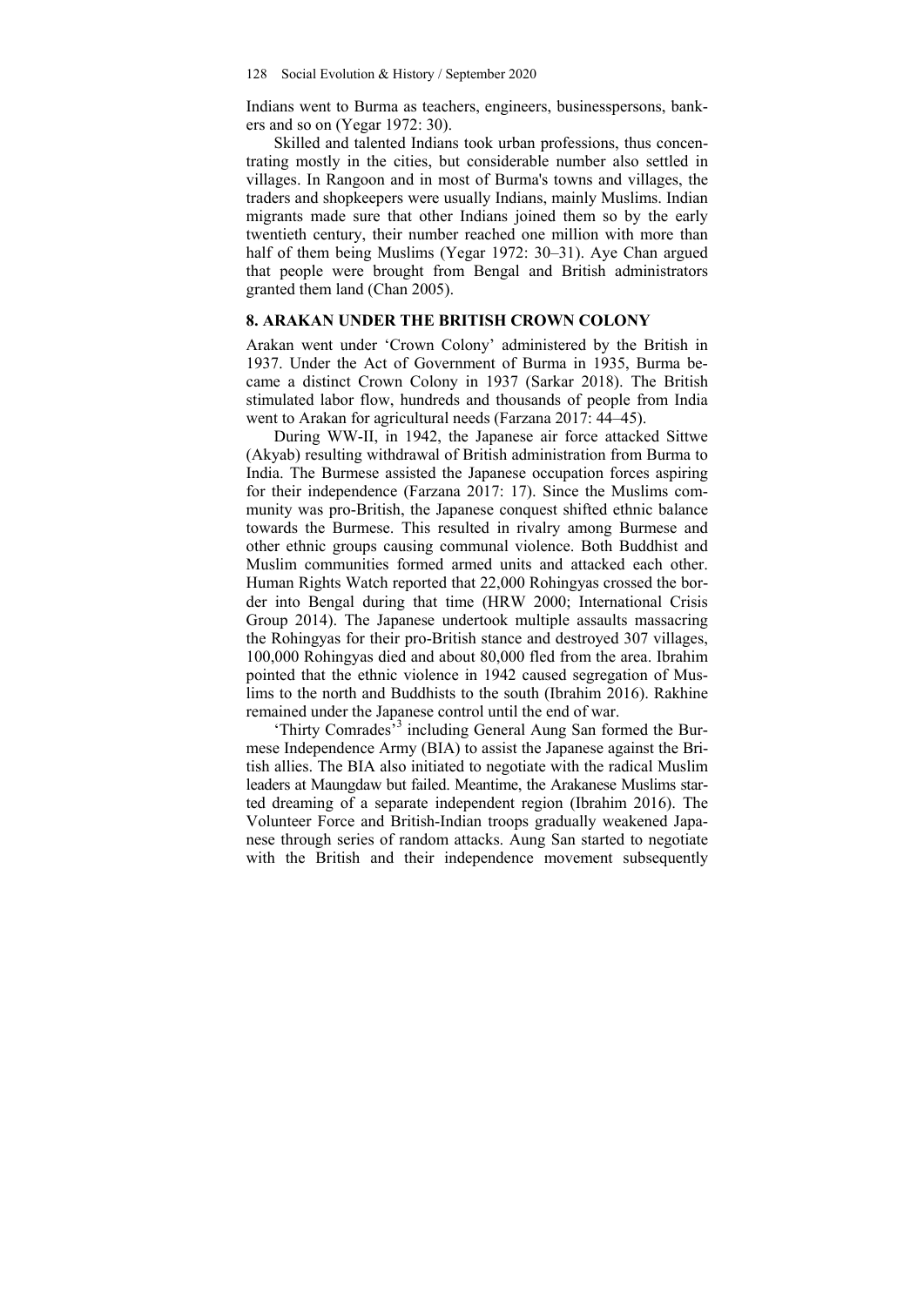Indians went to Burma as teachers, engineers, businesspersons, bankers and so on (Yegar 1972: 30).

Skilled and talented Indians took urban professions, thus concentrating mostly in the cities, but considerable number also settled in villages. In Rangoon and in most of Burma's towns and villages, the traders and shopkeepers were usually Indians, mainly Muslims. Indian migrants made sure that other Indians joined them so by the early twentieth century, their number reached one million with more than half of them being Muslims (Yegar 1972: 30–31). Aye Chan argued that people were brought from Bengal and British administrators granted them land (Chan 2005).

## 8. ARAKAN UNDER THE BRITISH CROWN COLONY

Arakan went under 'Crown Colony' administered by the British in 1937. Under the Act of Government of Burma in 1935, Burma became a distinct Crown Colony in 1937 (Sarkar 2018). The British stimulated labor flow, hundreds and thousands of people from India went to Arakan for agricultural needs (Farzana 2017: 44–45).

During WW-II, in 1942, the Japanese air force attacked Sittwe (Akyab) resulting withdrawal of British administration from Burma to India. The Burmese assisted the Japanese occupation forces aspiring for their independence (Farzana 2017: 17). Since the Muslims community was pro-British, the Japanese conquest shifted ethnic balance towards the Burmese. This resulted in rivalry among Burmese and other ethnic groups causing communal violence. Both Buddhist and Muslim communities formed armed units and attacked each other. Human Rights Watch reported that 22,000 Rohingyas crossed the border into Bengal during that time (HRW 2000; International Crisis Group 2014). The Japanese undertook multiple assaults massacring the Rohingyas for their pro-British stance and destroyed 307 villages, 100,000 Rohingyas died and about 80,000 fled from the area. Ibrahim pointed that the ethnic violence in 1942 caused segregation of Muslims to the north and Buddhists to the south (Ibrahim 2016). Rakhine remained under the Japanese control until the end of war.

'Thirty Comrades'[3] including General Aung San formed the Burmese Independence Army (BIA) to assist the Japanese against the British allies. The BIA also initiated to negotiate with the radical Muslim leaders at Maungdaw but failed. Meantime, the Arakanese Muslims started dreaming of a separate independent region (Ibrahim 2016). The Volunteer Force and British-Indian troops gradually weakened Japanese through series of random attacks. Aung San started to negotiate with the British and their independence movement subsequently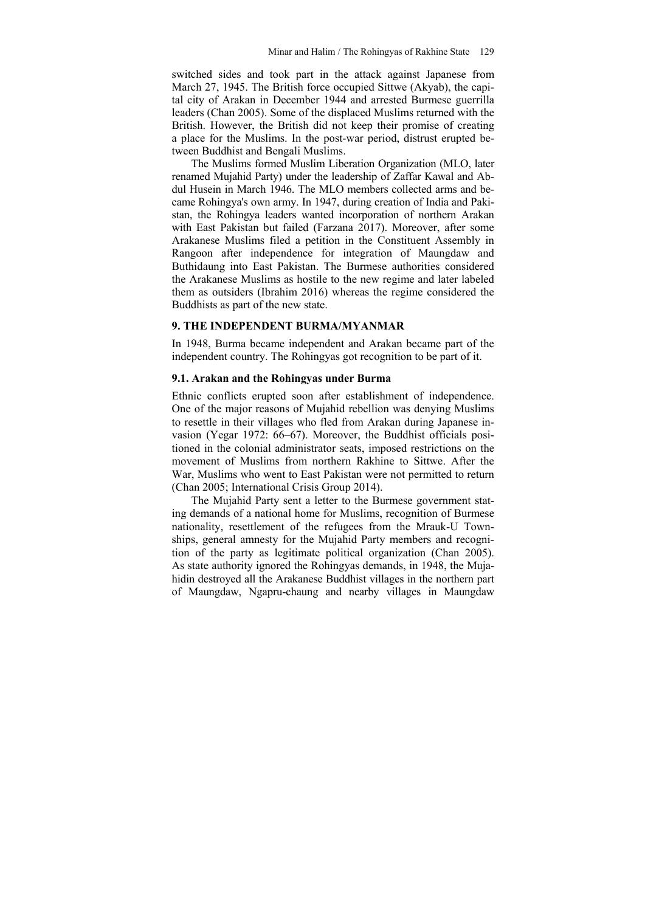switched sides and took part in the attack against Japanese from March 27, 1945. The British force occupied Sittwe (Akyab), the capital city of Arakan in December 1944 and arrested Burmese guerrilla leaders (Chan 2005). Some of the displaced Muslims returned with the British. However, the British did not keep their promise of creating a place for the Muslims. In the post-war period, distrust erupted between Buddhist and Bengali Muslims.

The Muslims formed Muslim Liberation Organization (MLO, later renamed Mujahid Party) under the leadership of Zaffar Kawal and Abdul Husein in March 1946. The MLO members collected arms and became Rohingya's own army. In 1947, during creation of India and Pakistan, the Rohingya leaders wanted incorporation of northern Arakan with East Pakistan but failed (Farzana 2017). Moreover, after some Arakanese Muslims filed a petition in the Constituent Assembly in Rangoon after independence for integration of Maungdaw and Buthidaung into East Pakistan. The Burmese authorities considered the Arakanese Muslims as hostile to the new regime and later labeled them as outsiders (Ibrahim 2016) whereas the regime considered the Buddhists as part of the new state.

## 9. THE INDEPENDENT BURMA/MYANMAR

In 1948, Burma became independent and Arakan became part of the independent country. The Rohingyas got recognition to be part of it.

### 9.1. Arakan and the Rohingyas under Burma

Ethnic conflicts erupted soon after establishment of independence. One of the major reasons of Mujahid rebellion was denying Muslims to resettle in their villages who fled from Arakan during Japanese invasion (Yegar 1972: 66–67). Moreover, the Buddhist officials positioned in the colonial administrator seats, imposed restrictions on the movement of Muslims from northern Rakhine to Sittwe. After the War, Muslims who went to East Pakistan were not permitted to return (Chan 2005; International Crisis Group 2014).

The Mujahid Party sent a letter to the Burmese government stating demands of a national home for Muslims, recognition of Burmese nationality, resettlement of the refugees from the Mrauk-U Townships, general amnesty for the Mujahid Party members and recognition of the party as legitimate political organization (Chan 2005). As state authority ignored the Rohingyas demands, in 1948, the Mujahidin destroyed all the Arakanese Buddhist villages in the northern part of Maungdaw, Ngapru-chaung and nearby villages in Maungdaw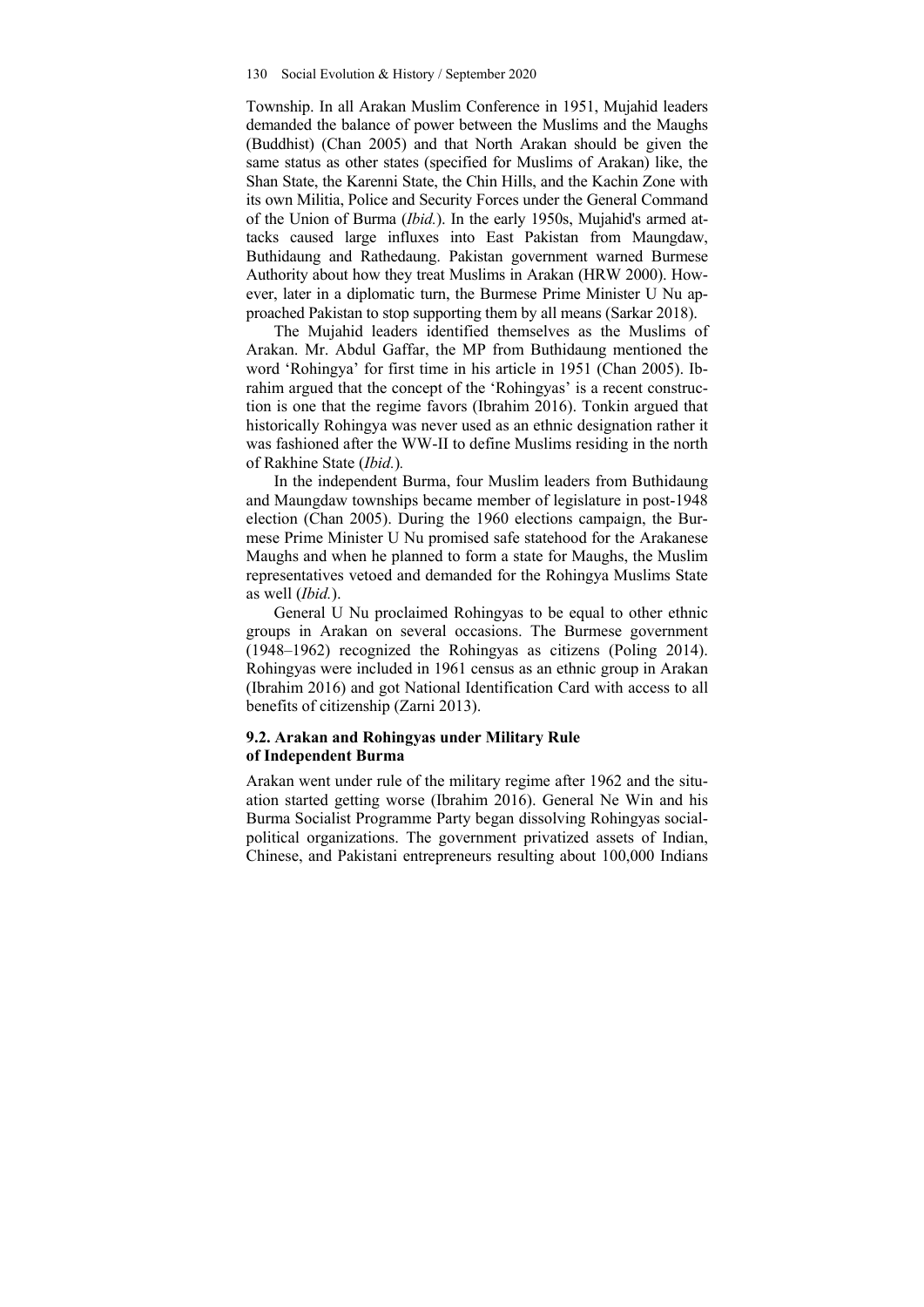Township. In all Arakan Muslim Conference in 1951, Mujahid leaders demanded the balance of power between the Muslims and the Maughs (Buddhist) (Chan 2005) and that North Arakan should be given the same status as other states (specified for Muslims of Arakan) like, the Shan State, the Karenni State, the Chin Hills, and the Kachin Zone with its own Militia, Police and Security Forces under the General Command of the Union of Burma (*Ibid.*). In the early 1950s, Mujahid's armed attacks caused large influxes into East Pakistan from Maungdaw, Buthidaung and Rathedaung. Pakistan government warned Burmese Authority about how they treat Muslims in Arakan (HRW 2000). However, later in a diplomatic turn, the Burmese Prime Minister U Nu approached Pakistan to stop supporting them by all means (Sarkar 2018).

The Mujahid leaders identified themselves as the Muslims of Arakan. Mr. Abdul Gaffar, the MP from Buthidaung mentioned the word 'Rohingya' for first time in his article in 1951 (Chan 2005). Ibrahim argued that the concept of the 'Rohingyas' is a recent construction is one that the regime favors (Ibrahim 2016). Tonkin argued that historically Rohingya was never used as an ethnic designation rather it was fashioned after the WW-II to define Muslims residing in the north of Rakhine State (*Ibid.*).

In the independent Burma, four Muslim leaders from Buthidaung and Maungdaw townships became member of legislature in post-1948 election (Chan 2005). During the 1960 elections campaign, the Burmese Prime Minister U Nu promised safe statehood for the Arakanese Maughs and when he planned to form a state for Maughs, the Muslim representatives vetoed and demanded for the Rohingya Muslims State as well (*Ibid.*).

General U Nu proclaimed Rohingyas to be equal to other ethnic groups in Arakan on several occasions. The Burmese government (1948–1962) recognized the Rohingyas as citizens (Poling 2014). Rohingyas were included in 1961 census as an ethnic group in Arakan (Ibrahim 2016) and got National Identification Card with access to all benefits of citizenship (Zarni 2013).

### 9.2. Arakan and Rohingyas under Military Rule of Independent Burma

Arakan went under rule of the military regime after 1962 and the situation started getting worse (Ibrahim 2016). General Ne Win and his Burma Socialist Programme Party began dissolving Rohingyas social-political organizations. The government privatized assets of Indian, Chinese, and Pakistani entrepreneurs resulting about 100,000 Indians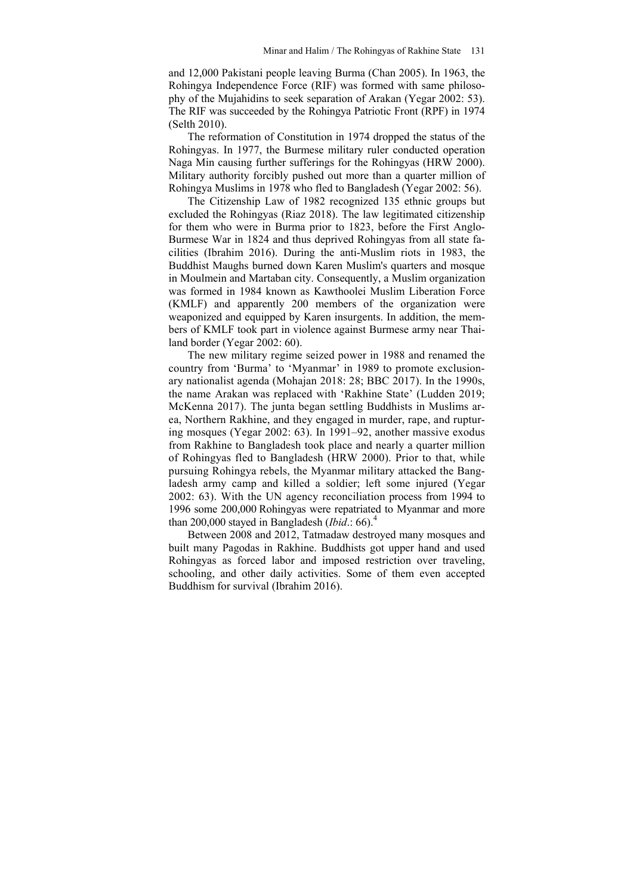and 12,000 Pakistani people leaving Burma (Chan 2005). In 1963, the Rohingya Independence Force (RIF) was formed with same philosophy of the Mujahidins to seek separation of Arakan (Yegar 2002: 53). The RIF was succeeded by the Rohingya Patriotic Front (RPF) in 1974 (Selth 2010).

The reformation of Constitution in 1974 dropped the status of the Rohingyas. In 1977, the Burmese military ruler conducted operation Naga Min causing further sufferings for the Rohingyas (HRW 2000). Military authority forcibly pushed out more than a quarter million of Rohingya Muslims in 1978 who fled to Bangladesh (Yegar 2002: 56).

The Citizenship Law of 1982 recognized 135 ethnic groups but excluded the Rohingyas (Riaz 2018). The law legitimated citizenship for them who were in Burma prior to 1823, before the First Anglo-Burmese War in 1824 and thus deprived Rohingyas from all state facilities (Ibrahim 2016). During the anti-Muslim riots in 1983, the Buddhist Maughs burned down Karen Muslim's quarters and mosque in Moulmein and Martaban city. Consequently, a Muslim organization was formed in 1984 known as Kawthoolei Muslim Liberation Force (KMLF) and apparently 200 members of the organization were weaponized and equipped by Karen insurgents. In addition, the members of KMLF took part in violence against Burmese army near Thailand border (Yegar 2002: 60).

The new military regime seized power in 1988 and renamed the country from 'Burma' to 'Myanmar' in 1989 to promote exclusionary nationalist agenda (Mohajan 2018: 28; BBC 2017). In the 1990s, the name Arakan was replaced with 'Rakhine State' (Ludden 2019; McKenna 2017). The junta began settling Buddhists in Muslims area, Northern Rakhine, and they engaged in murder, rape, and rupturing mosques (Yegar 2002: 63). In 1991–92, another massive exodus from Rakhine to Bangladesh took place and nearly a quarter million of Rohingyas fled to Bangladesh (HRW 2000). Prior to that, while pursuing Rohingya rebels, the Myanmar military attacked the Bangladesh army camp and killed a soldier; left some injured (Yegar 2002: 63). With the UN agency reconciliation process from 1994 to 1996 some 200,000 Rohingyas were repatriated to Myanmar and more than 200,000 stayed in Bangladesh (*Ibid*.: 66).[4]

Between 2008 and 2012, Tatmadaw destroyed many mosques and built many Pagodas in Rakhine. Buddhists got upper hand and used Rohingyas as forced labor and imposed restriction over traveling, schooling, and other daily activities. Some of them even accepted Buddhism for survival (Ibrahim 2016).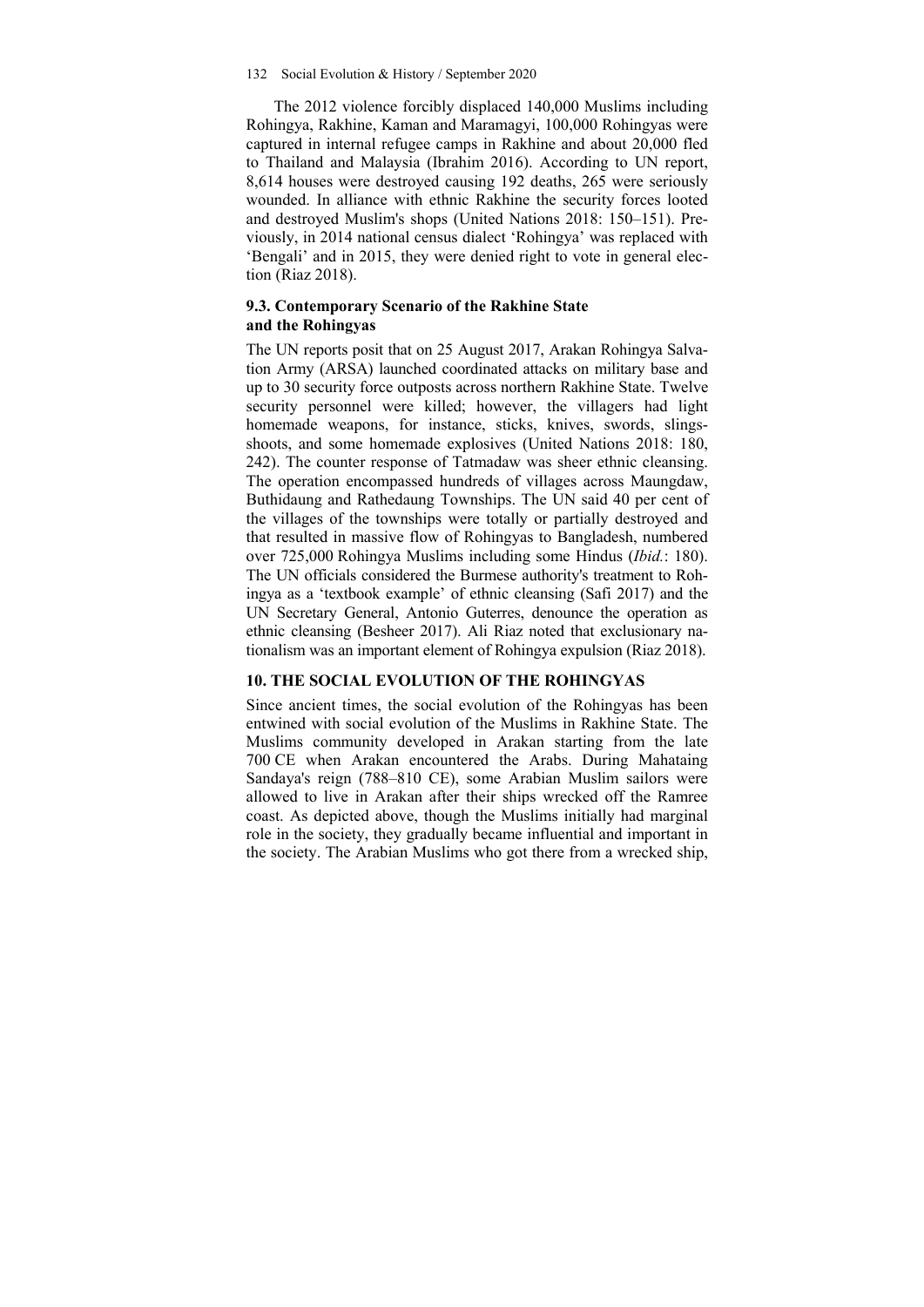The 2012 violence forcibly displaced 140,000 Muslims including Rohingya, Rakhine, Kaman and Maramagyi, 100,000 Rohingyas were captured in internal refugee camps in Rakhine and about 20,000 fled to Thailand and Malaysia (Ibrahim 2016). According to UN report, 8,614 houses were destroyed causing 192 deaths, 265 were seriously wounded. In alliance with ethnic Rakhine the security forces looted and destroyed Muslim's shops (United Nations 2018: 150–151). Previously, in 2014 national census dialect 'Rohingya' was replaced with 'Bengali' and in 2015, they were denied right to vote in general election (Riaz 2018).

### 9.3. Contemporary Scenario of the Rakhine State and the Rohingyas

The UN reports posit that on 25 August 2017, Arakan Rohingya Salvation Army (ARSA) launched coordinated attacks on military base and up to 30 security force outposts across northern Rakhine State. Twelve security personnel were killed; however, the villagers had light homemade weapons, for instance, sticks, knives, swords, slings-shoots, and some homemade explosives (United Nations 2018: 180, 242). The counter response of Tatmadaw was sheer ethnic cleansing. The operation encompassed hundreds of villages across Maungdaw, Buthidaung and Rathedaung Townships. The UN said 40 per cent of the villages of the townships were totally or partially destroyed and that resulted in massive flow of Rohingyas to Bangladesh, numbered over 725,000 Rohingya Muslims including some Hindus (*Ibid.*: 180). The UN officials considered the Burmese authority's treatment to Rohingya as a 'textbook example' of ethnic cleansing (Safi 2017) and the UN Secretary General, Antonio Guterres, denounce the operation as ethnic cleansing (Besheer 2017). Ali Riaz noted that exclusionary nationalism was an important element of Rohingya expulsion (Riaz 2018).

## 10. THE SOCIAL EVOLUTION OF THE ROHINGYAS

Since ancient times, the social evolution of the Rohingyas has been entwined with social evolution of the Muslims in Rakhine State. The Muslims community developed in Arakan starting from the late 700 CE when Arakan encountered the Arabs. During Mahataing Sandaya's reign (788–810 CE), some Arabian Muslim sailors were allowed to live in Arakan after their ships wrecked off the Ramree coast. As depicted above, though the Muslims initially had marginal role in the society, they gradually became influential and important in the society. The Arabian Muslims who got there from a wrecked ship,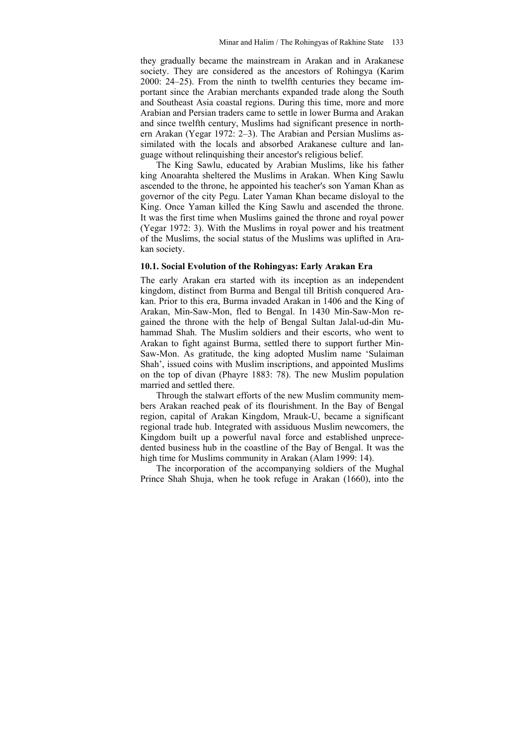they gradually became the mainstream in Arakan and in Arakanese society. They are considered as the ancestors of Rohingya (Karim 2000: 24–25). From the ninth to twelfth centuries they became important since the Arabian merchants expanded trade along the South and Southeast Asia coastal regions. During this time, more and more Arabian and Persian traders came to settle in lower Burma and Arakan and since twelfth century, Muslims had significant presence in northern Arakan (Yegar 1972: 2–3). The Arabian and Persian Muslims assimilated with the locals and absorbed Arakanese culture and language without relinquishing their ancestor's religious belief.

The King Sawlu, educated by Arabian Muslims, like his father king Anoarahta sheltered the Muslims in Arakan. When King Sawlu ascended to the throne, he appointed his teacher's son Yaman Khan as governor of the city Pegu. Later Yaman Khan became disloyal to the King. Once Yaman killed the King Sawlu and ascended the throne. It was the first time when Muslims gained the throne and royal power (Yegar 1972: 3). With the Muslims in royal power and his treatment of the Muslims, the social status of the Muslims was uplifted in Arakan society.

### 10.1. Social Evolution of the Rohingyas: Early Arakan Era

The early Arakan era started with its inception as an independent kingdom, distinct from Burma and Bengal till British conquered Arakan. Prior to this era, Burma invaded Arakan in 1406 and the King of Arakan, Min-Saw-Mon, fled to Bengal. In 1430 Min-Saw-Mon regained the throne with the help of Bengal Sultan Jalal-ud-din Muhammad Shah. The Muslim soldiers and their escorts, who went to Arakan to fight against Burma, settled there to support further Min-Saw-Mon. As gratitude, the king adopted Muslim name 'Sulaiman Shah', issued coins with Muslim inscriptions, and appointed Muslims on the top of divan (Phayre 1883: 78). The new Muslim population married and settled there.

Through the stalwart efforts of the new Muslim community members Arakan reached peak of its flourishment. In the Bay of Bengal region, capital of Arakan Kingdom, Mrauk-U, became a significant regional trade hub. Integrated with assiduous Muslim newcomers, the Kingdom built up a powerful naval force and established unprecedented business hub in the coastline of the Bay of Bengal. It was the high time for Muslims community in Arakan (Alam 1999: 14).

The incorporation of the accompanying soldiers of the Mughal Prince Shah Shuja, when he took refuge in Arakan (1660), into the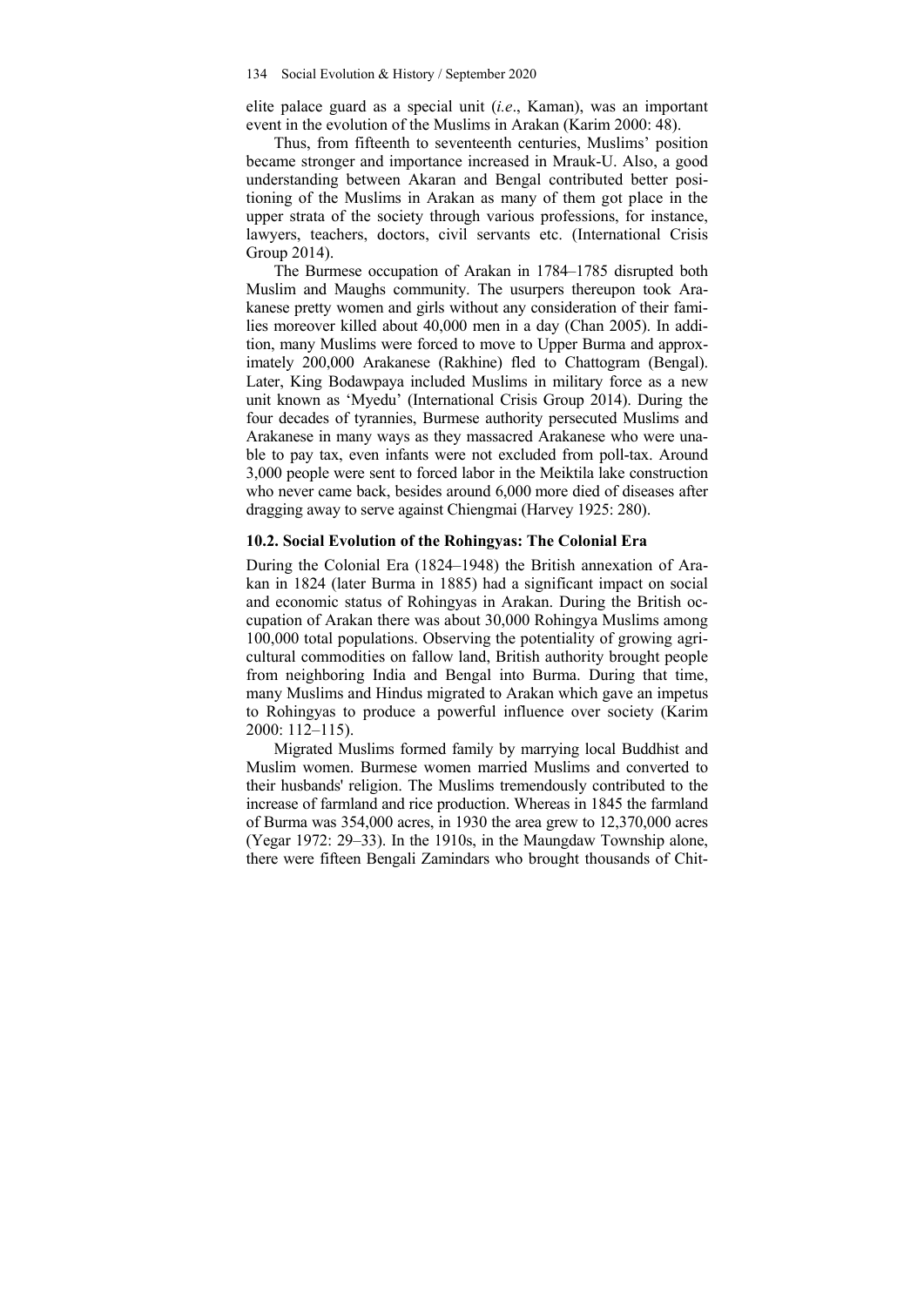elite palace guard as a special unit (*i.e*., Kaman), was an important event in the evolution of the Muslims in Arakan (Karim 2000: 48).

Thus, from fifteenth to seventeenth centuries, Muslims' position became stronger and importance increased in Mrauk-U. Also, a good understanding between Akaran and Bengal contributed better positioning of the Muslims in Arakan as many of them got place in the upper strata of the society through various professions, for instance, lawyers, teachers, doctors, civil servants etc. (International Crisis Group 2014).

The Burmese occupation of Arakan in 1784–1785 disrupted both Muslim and Maughs community. The usurpers thereupon took Arakanese pretty women and girls without any consideration of their families moreover killed about 40,000 men in a day (Chan 2005). In addition, many Muslims were forced to move to Upper Burma and approximately 200,000 Arakanese (Rakhine) fled to Chattogram (Bengal). Later, King Bodawpaya included Muslims in military force as a new unit known as 'Myedu' (International Crisis Group 2014). During the four decades of tyrannies, Burmese authority persecuted Muslims and Arakanese in many ways as they massacred Arakanese who were unable to pay tax, even infants were not excluded from poll-tax. Around 3,000 people were sent to forced labor in the Meiktila lake construction who never came back, besides around 6,000 more died of diseases after dragging away to serve against Chiengmai (Harvey 1925: 280).

### 10.2. Social Evolution of the Rohingyas: The Colonial Era

During the Colonial Era (1824–1948) the British annexation of Arakan in 1824 (later Burma in 1885) had a significant impact on social and economic status of Rohingyas in Arakan. During the British occupation of Arakan there was about 30,000 Rohingya Muslims among 100,000 total populations. Observing the potentiality of growing agricultural commodities on fallow land, British authority brought people from neighboring India and Bengal into Burma. During that time, many Muslims and Hindus migrated to Arakan which gave an impetus to Rohingyas to produce a powerful influence over society (Karim 2000: 112–115).

Migrated Muslims formed family by marrying local Buddhist and Muslim women. Burmese women married Muslims and converted to their husbands' religion. The Muslims tremendously contributed to the increase of farmland and rice production. Whereas in 1845 the farmland of Burma was 354,000 acres, in 1930 the area grew to 12,370,000 acres (Yegar 1972: 29–33). In the 1910s, in the Maungdaw Township alone, there were fifteen Bengali Zamindars who brought thousands of Chit-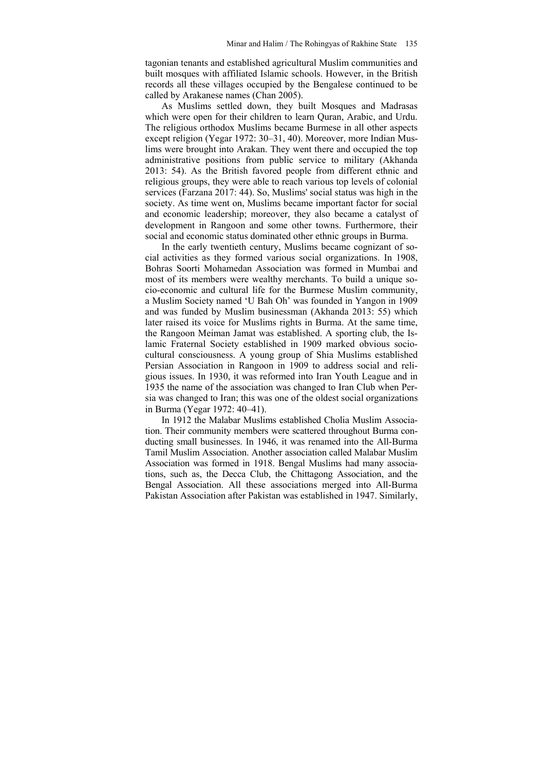tagonian tenants and established agricultural Muslim communities and built mosques with affiliated Islamic schools. However, in the British records all these villages occupied by the Bengalese continued to be called by Arakanese names (Chan 2005).

As Muslims settled down, they built Mosques and Madrasas which were open for their children to learn Quran, Arabic, and Urdu. The religious orthodox Muslims became Burmese in all other aspects except religion (Yegar 1972: 30–31, 40). Moreover, more Indian Muslims were brought into Arakan. They went there and occupied the top administrative positions from public service to military (Akhanda 2013: 54). As the British favored people from different ethnic and religious groups, they were able to reach various top levels of colonial services (Farzana 2017: 44). So, Muslims' social status was high in the society. As time went on, Muslims became important factor for social and economic leadership; moreover, they also became a catalyst of development in Rangoon and some other towns. Furthermore, their social and economic status dominated other ethnic groups in Burma.

In the early twentieth century, Muslims became cognizant of social activities as they formed various social organizations. In 1908, Bohras Soorti Mohamedan Association was formed in Mumbai and most of its members were wealthy merchants. To build a unique socio-economic and cultural life for the Burmese Muslim community, a Muslim Society named 'U Bah Oh' was founded in Yangon in 1909 and was funded by Muslim businessman (Akhanda 2013: 55) which later raised its voice for Muslims rights in Burma. At the same time, the Rangoon Meiman Jamat was established. A sporting club, the Islamic Fraternal Society established in 1909 marked obvious socio-cultural consciousness. A young group of Shia Muslims established Persian Association in Rangoon in 1909 to address social and religious issues. In 1930, it was reformed into Iran Youth League and in 1935 the name of the association was changed to Iran Club when Persia was changed to Iran; this was one of the oldest social organizations in Burma (Yegar 1972: 40–41).

In 1912 the Malabar Muslims established Cholia Muslim Association. Their community members were scattered throughout Burma conducting small businesses. In 1946, it was renamed into the All-Burma Tamil Muslim Association. Another association called Malabar Muslim Association was formed in 1918. Bengal Muslims had many associations, such as, the Decca Club, the Chittagong Association, and the Bengal Association. All these associations merged into All-Burma Pakistan Association after Pakistan was established in 1947. Similarly,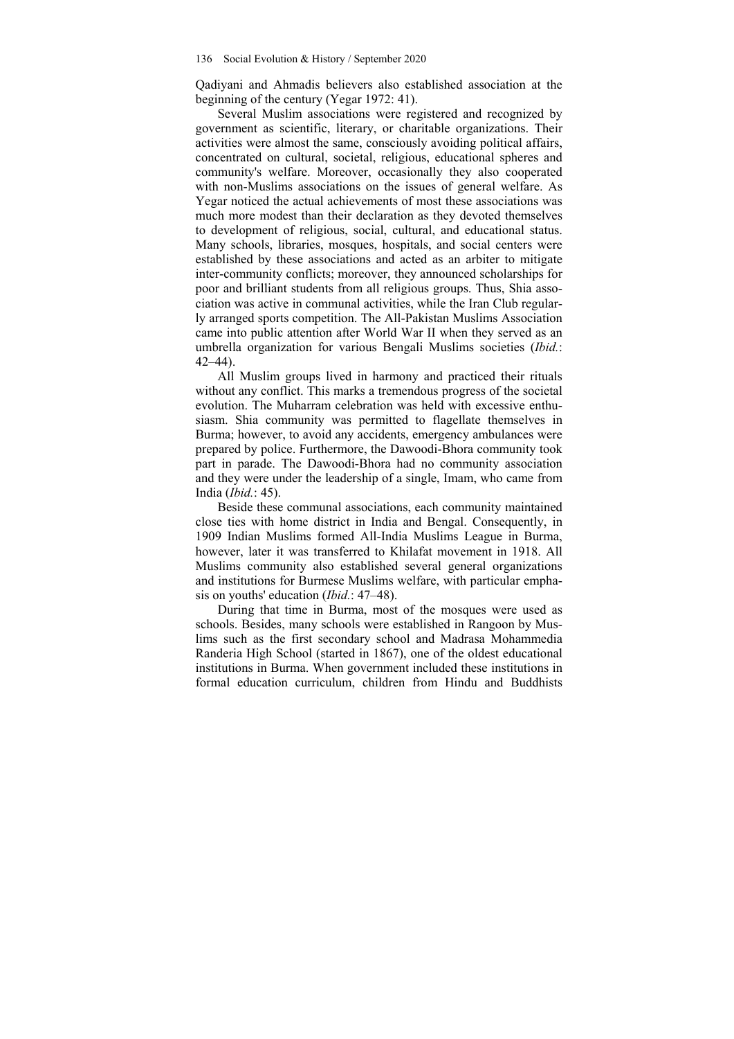Qadiyani and Ahmadis believers also established association at the beginning of the century (Yegar 1972: 41).

Several Muslim associations were registered and recognized by government as scientific, literary, or charitable organizations. Their activities were almost the same, consciously avoiding political affairs, concentrated on cultural, societal, religious, educational spheres and community's welfare. Moreover, occasionally they also cooperated with non-Muslims associations on the issues of general welfare. As Yegar noticed the actual achievements of most these associations was much more modest than their declaration as they devoted themselves to development of religious, social, cultural, and educational status. Many schools, libraries, mosques, hospitals, and social centers were established by these associations and acted as an arbiter to mitigate inter-community conflicts; moreover, they announced scholarships for poor and brilliant students from all religious groups. Thus, Shia association was active in communal activities, while the Iran Club regularly arranged sports competition. The All-Pakistan Muslims Association came into public attention after World War II when they served as an umbrella organization for various Bengali Muslims societies (*Ibid.*: 42–44).

All Muslim groups lived in harmony and practiced their rituals without any conflict. This marks a tremendous progress of the societal evolution. The Muharram celebration was held with excessive enthusiasm. Shia community was permitted to flagellate themselves in Burma; however, to avoid any accidents, emergency ambulances were prepared by police. Furthermore, the Dawoodi-Bhora community took part in parade. The Dawoodi-Bhora had no community association and they were under the leadership of a single, Imam, who came from India (*Ibid.*: 45).

Beside these communal associations, each community maintained close ties with home district in India and Bengal. Consequently, in 1909 Indian Muslims formed All-India Muslims League in Burma, however, later it was transferred to Khilafat movement in 1918. All Muslims community also established several general organizations and institutions for Burmese Muslims welfare, with particular emphasis on youths' education (*Ibid.*: 47–48).

During that time in Burma, most of the mosques were used as schools. Besides, many schools were established in Rangoon by Muslims such as the first secondary school and Madrasa Mohammedia Randeria High School (started in 1867), one of the oldest educational institutions in Burma. When government included these institutions in formal education curriculum, children from Hindu and Buddhists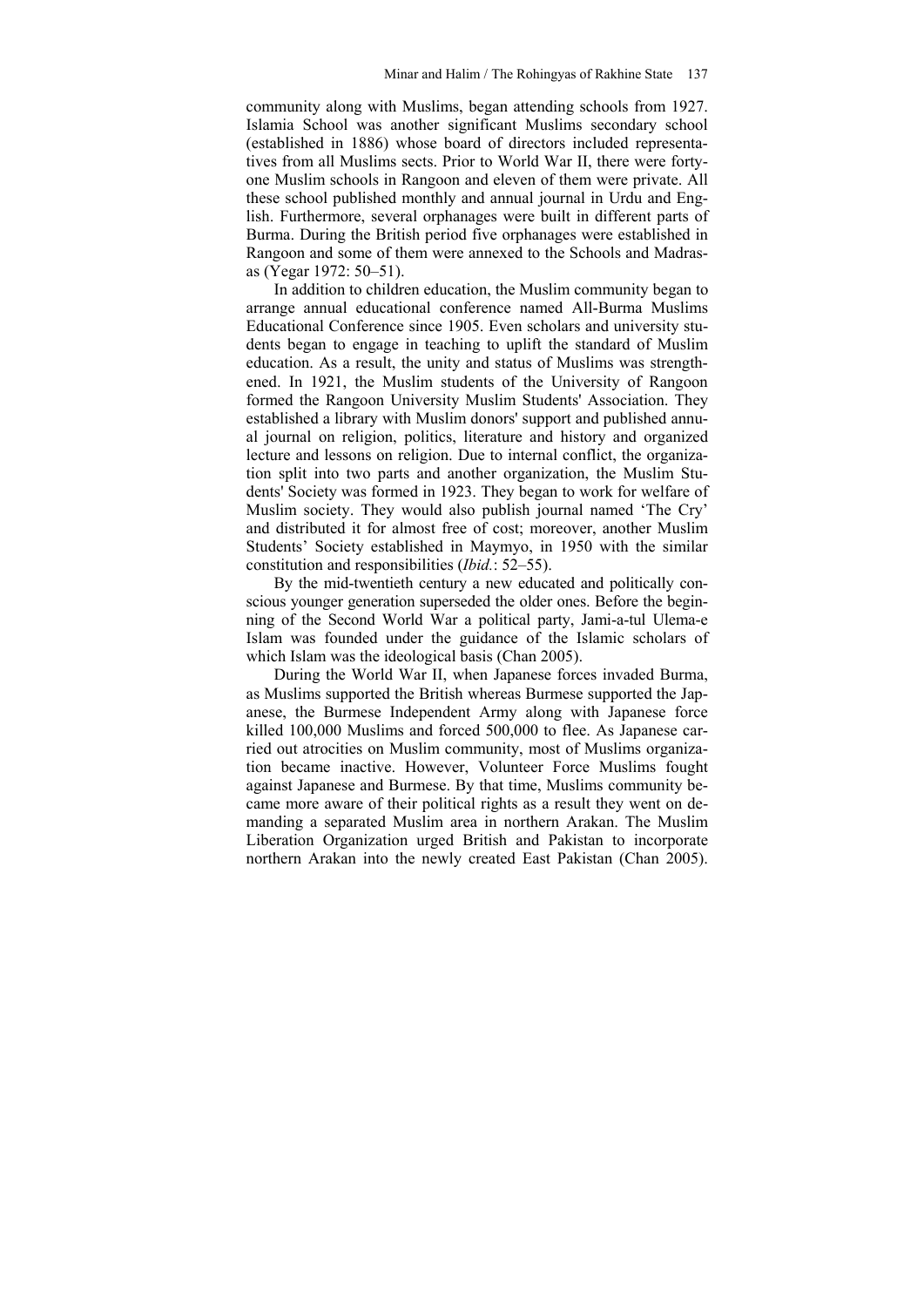community along with Muslims, began attending schools from 1927. Islamia School was another significant Muslims secondary school (established in 1886) whose board of directors included representatives from all Muslims sects. Prior to World War II, there were forty-one Muslim schools in Rangoon and eleven of them were private. All these school published monthly and annual journal in Urdu and English. Furthermore, several orphanages were built in different parts of Burma. During the British period five orphanages were established in Rangoon and some of them were annexed to the Schools and Madrasas (Yegar 1972: 50–51).

In addition to children education, the Muslim community began to arrange annual educational conference named All-Burma Muslims Educational Conference since 1905. Even scholars and university students began to engage in teaching to uplift the standard of Muslim education. As a result, the unity and status of Muslims was strengthened. In 1921, the Muslim students of the University of Rangoon formed the Rangoon University Muslim Students' Association. They established a library with Muslim donors' support and published annual journal on religion, politics, literature and history and organized lecture and lessons on religion. Due to internal conflict, the organization split into two parts and another organization, the Muslim Students' Society was formed in 1923. They began to work for welfare of Muslim society. They would also publish journal named 'The Cry' and distributed it for almost free of cost; moreover, another Muslim Students' Society established in Maymyo, in 1950 with the similar constitution and responsibilities (*Ibid.*: 52–55).

By the mid-twentieth century a new educated and politically conscious younger generation superseded the older ones. Before the beginning of the Second World War a political party, Jami-a-tul Ulema-e Islam was founded under the guidance of the Islamic scholars of which Islam was the ideological basis (Chan 2005).

During the World War II, when Japanese forces invaded Burma, as Muslims supported the British whereas Burmese supported the Japanese, the Burmese Independent Army along with Japanese force killed 100,000 Muslims and forced 500,000 to flee. As Japanese carried out atrocities on Muslim community, most of Muslims organization became inactive. However, Volunteer Force Muslims fought against Japanese and Burmese. By that time, Muslims community became more aware of their political rights as a result they went on demanding a separated Muslim area in northern Arakan. The Muslim Liberation Organization urged British and Pakistan to incorporate northern Arakan into the newly created East Pakistan (Chan 2005).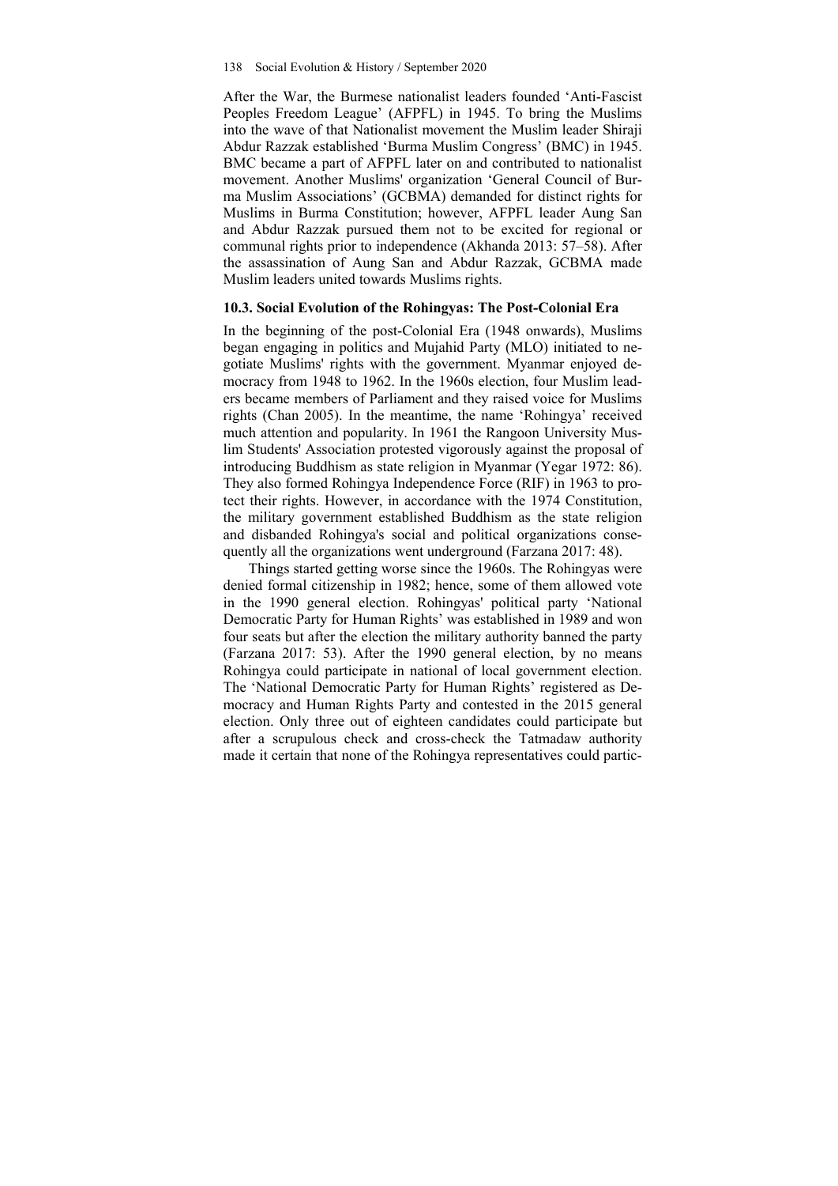After the War, the Burmese nationalist leaders founded 'Anti-Fascist Peoples Freedom League' (AFPFL) in 1945. To bring the Muslims into the wave of that Nationalist movement the Muslim leader Shiraji Abdur Razzak established 'Burma Muslim Congress' (BMC) in 1945. BMC became a part of AFPFL later on and contributed to nationalist movement. Another Muslims' organization 'General Council of Burma Muslim Associations' (GCBMA) demanded for distinct rights for Muslims in Burma Constitution; however, AFPFL leader Aung San and Abdur Razzak pursued them not to be excited for regional or communal rights prior to independence (Akhanda 2013: 57–58). After the assassination of Aung San and Abdur Razzak, GCBMA made Muslim leaders united towards Muslims rights.

### 10.3. Social Evolution of the Rohingyas: The Post-Colonial Era

In the beginning of the post-Colonial Era (1948 onwards), Muslims began engaging in politics and Mujahid Party (MLO) initiated to negotiate Muslims' rights with the government. Myanmar enjoyed democracy from 1948 to 1962. In the 1960s election, four Muslim leaders became members of Parliament and they raised voice for Muslims rights (Chan 2005). In the meantime, the name 'Rohingya' received much attention and popularity. In 1961 the Rangoon University Muslim Students' Association protested vigorously against the proposal of introducing Buddhism as state religion in Myanmar (Yegar 1972: 86). They also formed Rohingya Independence Force (RIF) in 1963 to protect their rights. However, in accordance with the 1974 Constitution, the military government established Buddhism as the state religion and disbanded Rohingya's social and political organizations consequently all the organizations went underground (Farzana 2017: 48).

Things started getting worse since the 1960s. The Rohingyas were denied formal citizenship in 1982; hence, some of them allowed vote in the 1990 general election. Rohingyas' political party 'National Democratic Party for Human Rights' was established in 1989 and won four seats but after the election the military authority banned the party (Farzana 2017: 53). After the 1990 general election, by no means Rohingya could participate in national of local government election. The 'National Democratic Party for Human Rights' registered as Democracy and Human Rights Party and contested in the 2015 general election. Only three out of eighteen candidates could participate but after a scrupulous check and cross-check the Tatmadaw authority made it certain that none of the Rohingya representatives could partic-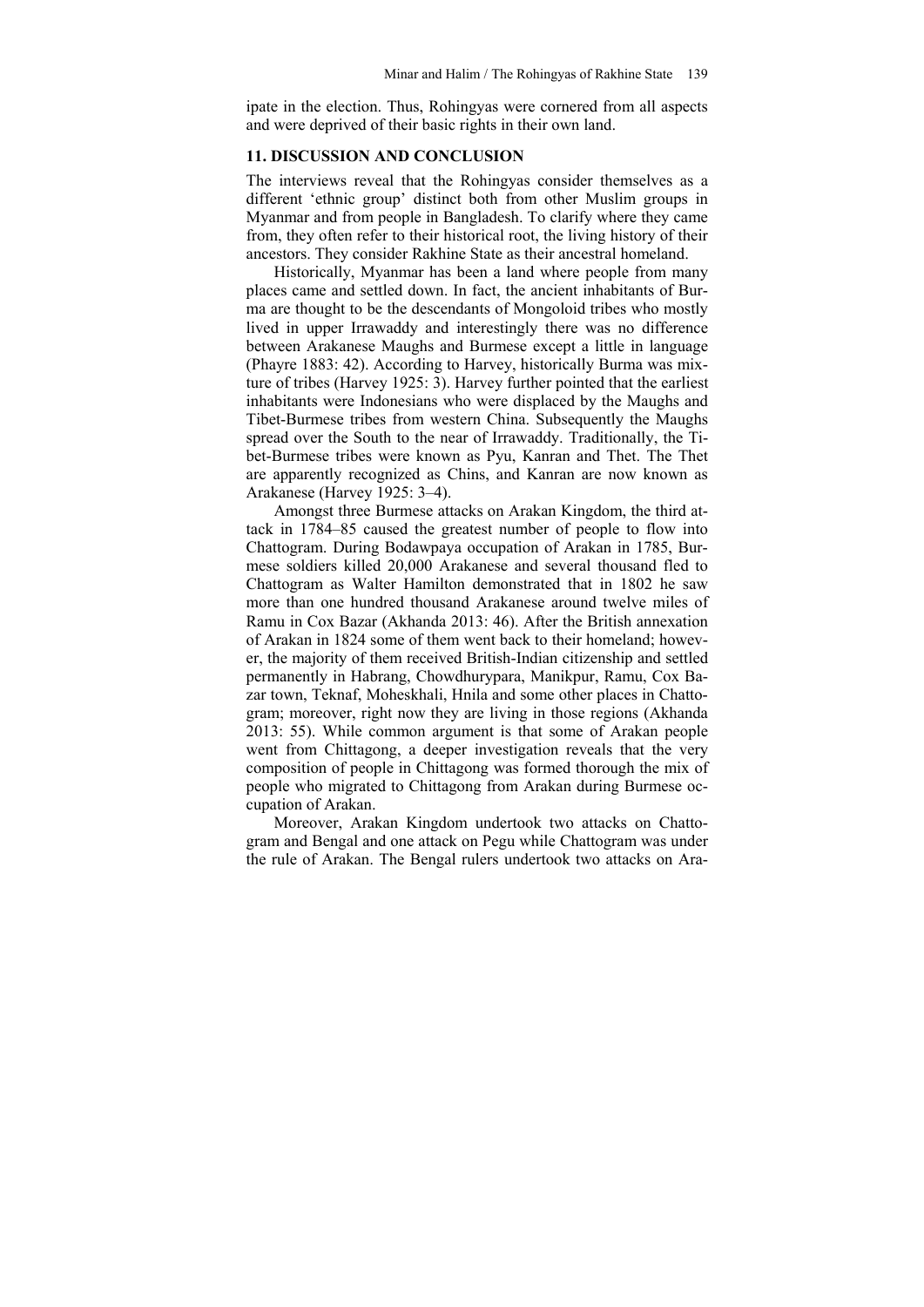ipate in the election. Thus, Rohingyas were cornered from all aspects and were deprived of their basic rights in their own land.

## 11. DISCUSSION AND CONCLUSION

The interviews reveal that the Rohingyas consider themselves as a different 'ethnic group' distinct both from other Muslim groups in Myanmar and from people in Bangladesh. To clarify where they came from, they often refer to their historical root, the living history of their ancestors. They consider Rakhine State as their ancestral homeland.

Historically, Myanmar has been a land where people from many places came and settled down. In fact, the ancient inhabitants of Burma are thought to be the descendants of Mongoloid tribes who mostly lived in upper Irrawaddy and interestingly there was no difference between Arakanese Maughs and Burmese except a little in language (Phayre 1883: 42). According to Harvey, historically Burma was mixture of tribes (Harvey 1925: 3). Harvey further pointed that the earliest inhabitants were Indonesians who were displaced by the Maughs and Tibet-Burmese tribes from western China. Subsequently the Maughs spread over the South to the near of Irrawaddy. Traditionally, the Tibet-Burmese tribes were known as Pyu, Kanran and Thet. The Thet are apparently recognized as Chins, and Kanran are now known as Arakanese (Harvey 1925: 3–4).

Amongst three Burmese attacks on Arakan Kingdom, the third attack in 1784–85 caused the greatest number of people to flow into Chattogram. During Bodawpaya occupation of Arakan in 1785, Burmese soldiers killed 20,000 Arakanese and several thousand fled to Chattogram as Walter Hamilton demonstrated that in 1802 he saw more than one hundred thousand Arakanese around twelve miles of Ramu in Cox Bazar (Akhanda 2013: 46). After the British annexation of Arakan in 1824 some of them went back to their homeland; however, the majority of them received British-Indian citizenship and settled permanently in Habrang, Chowdhurypara, Manikpur, Ramu, Cox Bazar town, Teknaf, Moheskhali, Hnila and some other places in Chattogram; moreover, right now they are living in those regions (Akhanda 2013: 55). While common argument is that some of Arakan people went from Chittagong, a deeper investigation reveals that the very composition of people in Chittagong was formed thorough the mix of people who migrated to Chittagong from Arakan during Burmese occupation of Arakan.

Moreover, Arakan Kingdom undertook two attacks on Chattogram and Bengal and one attack on Pegu while Chattogram was under the rule of Arakan. The Bengal rulers undertook two attacks on Ara-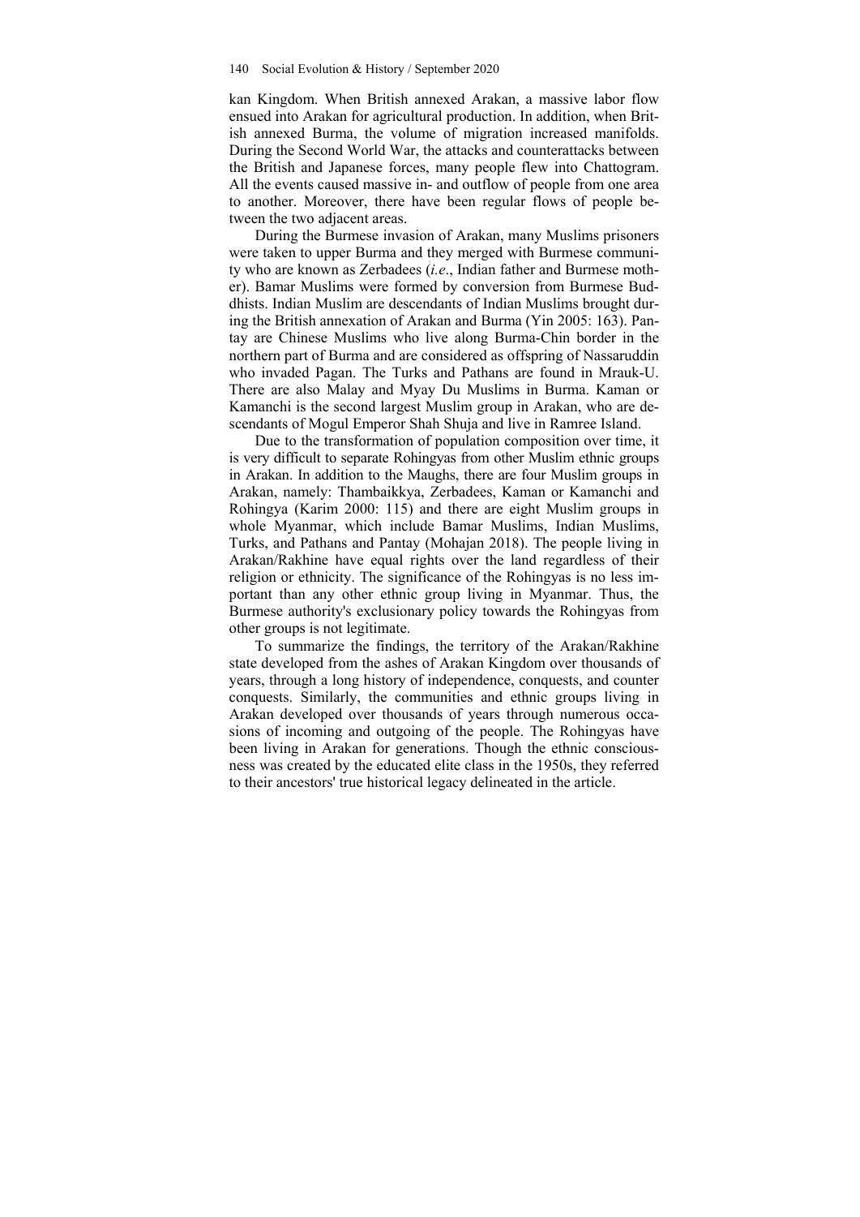kan Kingdom. When British annexed Arakan, a massive labor flow ensued into Arakan for agricultural production. In addition, when British annexed Burma, the volume of migration increased manifolds. During the Second World War, the attacks and counterattacks between the British and Japanese forces, many people flew into Chattogram. All the events caused massive in- and outflow of people from one area to another. Moreover, there have been regular flows of people between the two adjacent areas.

During the Burmese invasion of Arakan, many Muslims prisoners were taken to upper Burma and they merged with Burmese community who are known as Zerbadees (*i.e*., Indian father and Burmese mother). Bamar Muslims were formed by conversion from Burmese Buddhists. Indian Muslim are descendants of Indian Muslims brought during the British annexation of Arakan and Burma (Yin 2005: 163). Pantay are Chinese Muslims who live along Burma-Chin border in the northern part of Burma and are considered as offspring of Nassaruddin who invaded Pagan. The Turks and Pathans are found in Mrauk-U. There are also Malay and Myay Du Muslims in Burma. Kaman or Kamanchi is the second largest Muslim group in Arakan, who are descendants of Mogul Emperor Shah Shuja and live in Ramree Island.

Due to the transformation of population composition over time, it is very difficult to separate Rohingyas from other Muslim ethnic groups in Arakan. In addition to the Maughs, there are four Muslim groups in Arakan, namely: Thambaikkya, Zerbadees, Kaman or Kamanchi and Rohingya (Karim 2000: 115) and there are eight Muslim groups in whole Myanmar, which include Bamar Muslims, Indian Muslims, Turks, and Pathans and Pantay (Mohajan 2018). The people living in Arakan/Rakhine have equal rights over the land regardless of their religion or ethnicity. The significance of the Rohingyas is no less important than any other ethnic group living in Myanmar. Thus, the Burmese authority's exclusionary policy towards the Rohingyas from other groups is not legitimate.

To summarize the findings, the territory of the Arakan/Rakhine state developed from the ashes of Arakan Kingdom over thousands of years, through a long history of independence, conquests, and counter conquests. Similarly, the communities and ethnic groups living in Arakan developed over thousands of years through numerous occasions of incoming and outgoing of the people. The Rohingyas have been living in Arakan for generations. Though the ethnic consciousness was created by the educated elite class in the 1950s, they referred to their ancestors' true historical legacy delineated in the article.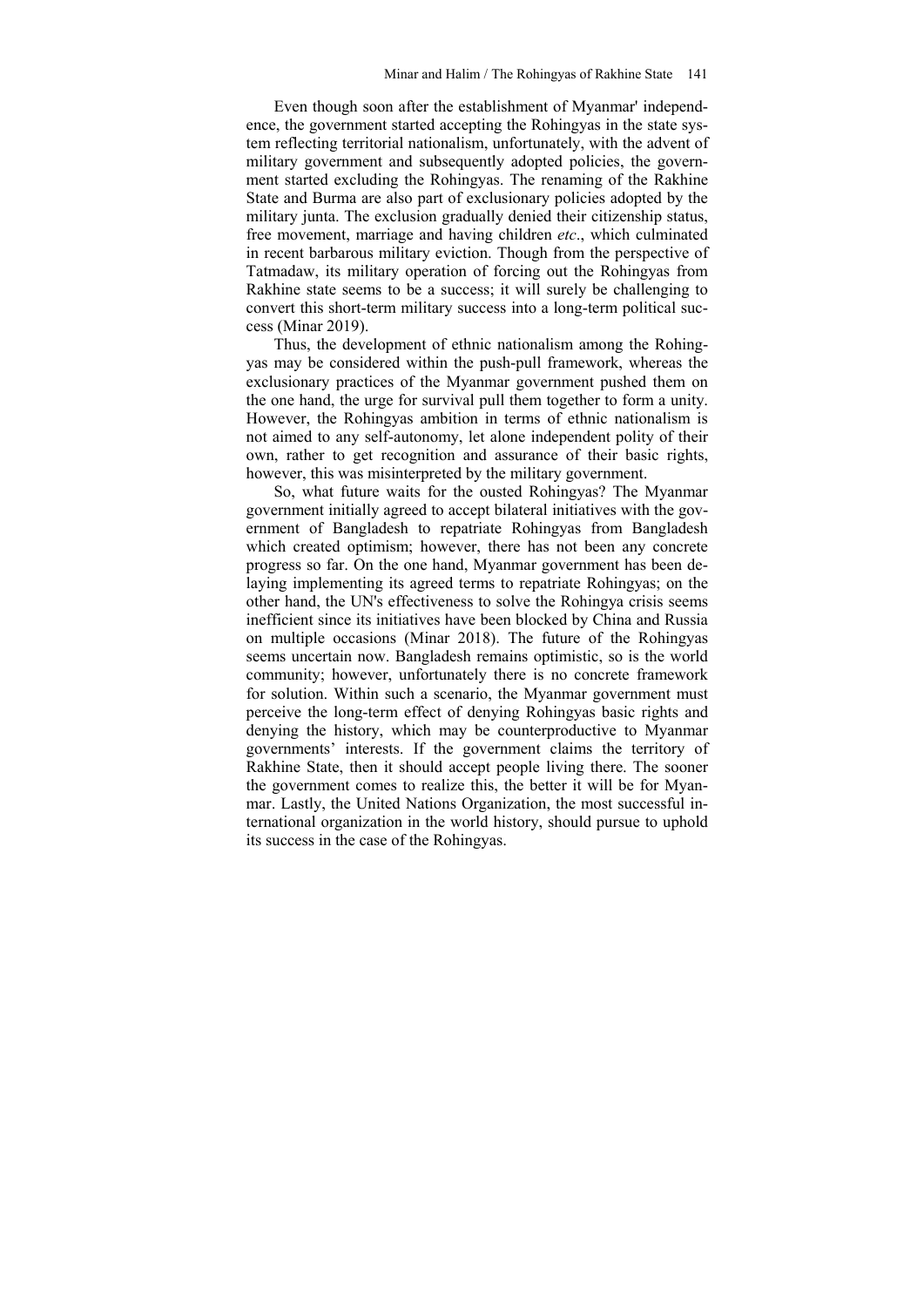Even though soon after the establishment of Myanmar' independence, the government started accepting the Rohingyas in the state system reflecting territorial nationalism, unfortunately, with the advent of military government and subsequently adopted policies, the government started excluding the Rohingyas. The renaming of the Rakhine State and Burma are also part of exclusionary policies adopted by the military junta. The exclusion gradually denied their citizenship status, free movement, marriage and having children *etc*., which culminated in recent barbarous military eviction. Though from the perspective of Tatmadaw, its military operation of forcing out the Rohingyas from Rakhine state seems to be a success; it will surely be challenging to convert this short-term military success into a long-term political success (Minar 2019).

Thus, the development of ethnic nationalism among the Rohingyas may be considered within the push-pull framework, whereas the exclusionary practices of the Myanmar government pushed them on the one hand, the urge for survival pull them together to form a unity. However, the Rohingyas ambition in terms of ethnic nationalism is not aimed to any self-autonomy, let alone independent polity of their own, rather to get recognition and assurance of their basic rights, however, this was misinterpreted by the military government.

So, what future waits for the ousted Rohingyas? The Myanmar government initially agreed to accept bilateral initiatives with the government of Bangladesh to repatriate Rohingyas from Bangladesh which created optimism; however, there has not been any concrete progress so far. On the one hand, Myanmar government has been delaying implementing its agreed terms to repatriate Rohingyas; on the other hand, the UN's effectiveness to solve the Rohingya crisis seems inefficient since its initiatives have been blocked by China and Russia on multiple occasions (Minar 2018). The future of the Rohingyas seems uncertain now. Bangladesh remains optimistic, so is the world community; however, unfortunately there is no concrete framework for solution. Within such a scenario, the Myanmar government must perceive the long-term effect of denying Rohingyas basic rights and denying the history, which may be counterproductive to Myanmar governments' interests. If the government claims the territory of Rakhine State, then it should accept people living there. The sooner the government comes to realize this, the better it will be for Myanmar. Lastly, the United Nations Organization, the most successful international organization in the world history, should pursue to uphold its success in the case of the Rohingyas.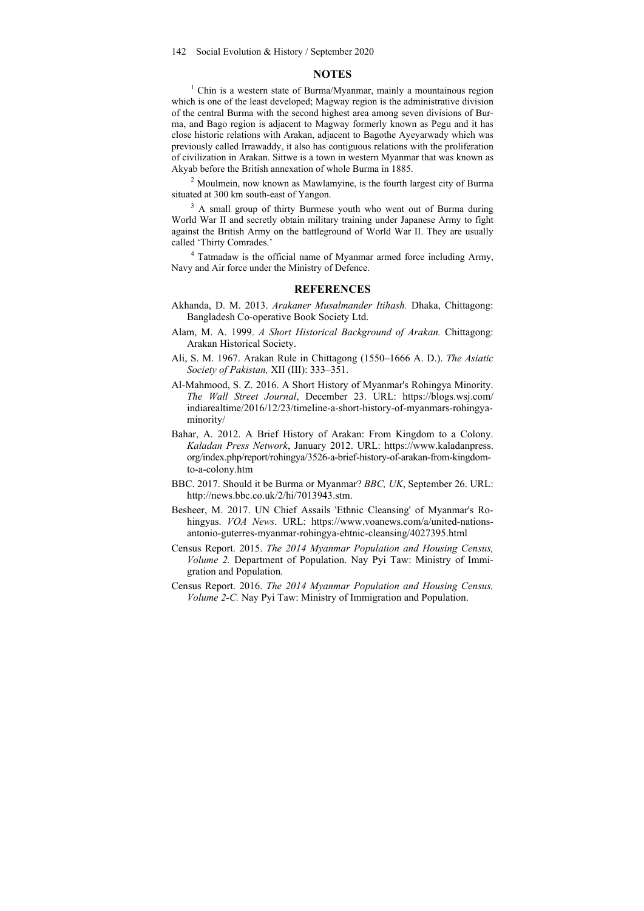## NOTES

[1] Chin is a western state of Burma/Myanmar, mainly a mountainous region which is one of the least developed; Magway region is the administrative division of the central Burma with the second highest area among seven divisions of Burma, and Bago region is adjacent to Magway formerly known as Pegu and it has close historic relations with Arakan, adjacent to Bagothe Ayeyarwady which was previously called Irrawaddy, it also has contiguous relations with the proliferation of civilization in Arakan. Sittwe is a town in western Myanmar that was known as Akyab before the British annexation of whole Burma in 1885.

[2] Moulmein, now known as Mawlamyine, is the fourth largest city of Burma situated at 300 km south-east of Yangon.

[3] A small group of thirty Burmese youth who went out of Burma during World War II and secretly obtain military training under Japanese Army to fight against the British Army on the battleground of World War II. They are usually called 'Thirty Comrades.'

[4] Tatmadaw is the official name of Myanmar armed force including Army, Navy and Air force under the Ministry of Defence.

## REFERENCES

Akhanda, D. M. 2013. *Arakaner Musalmander Itihash.* Dhaka, Chittagong: Bangladesh Co-operative Book Society Ltd.

Alam, M. A. 1999. *A Short Historical Background of Arakan.* Chittagong: Arakan Historical Society.

Ali, S. M. 1967. Arakan Rule in Chittagong (1550–1666 A. D.). *The Asiatic Society of Pakistan,* XII (III): 333–351.

Al-Mahmood, S. Z. 2016. A Short History of Myanmar's Rohingya Minority. *The Wall Street Journal*, December 23. URL: https://blogs.wsj.com/indiarealtime/2016/12/23/timeline-a-short-history-of-myanmars-rohingya-minority/

Bahar, A. 2012. A Brief History of Arakan: From Kingdom to a Colony. *Kaladan Press Network*, January 2012. URL: https://www.kaladanpress.org/index.php/report/rohingya/3526-a-brief-history-of-arakan-from-kingdom-to-a-colony.htm

BBC. 2017. Should it be Burma or Myanmar? *BBC, UK*, September 26. URL: http://news.bbc.co.uk/2/hi/7013943.stm.

Besheer, M. 2017. UN Chief Assails 'Ethnic Cleansing' of Myanmar's Rohingyas. *VOA News*. URL: https://www.voanews.com/a/united-nations-antonio-guterres-myanmar-rohingya-ehtnic-cleansing/4027395.html

Census Report. 2015. *The 2014 Myanmar Population and Housing Census, Volume 2.* Department of Population. Nay Pyi Taw: Ministry of Immigration and Population.

Census Report. 2016. *The 2014 Myanmar Population and Housing Census, Volume 2-C.* Nay Pyi Taw: Ministry of Immigration and Population.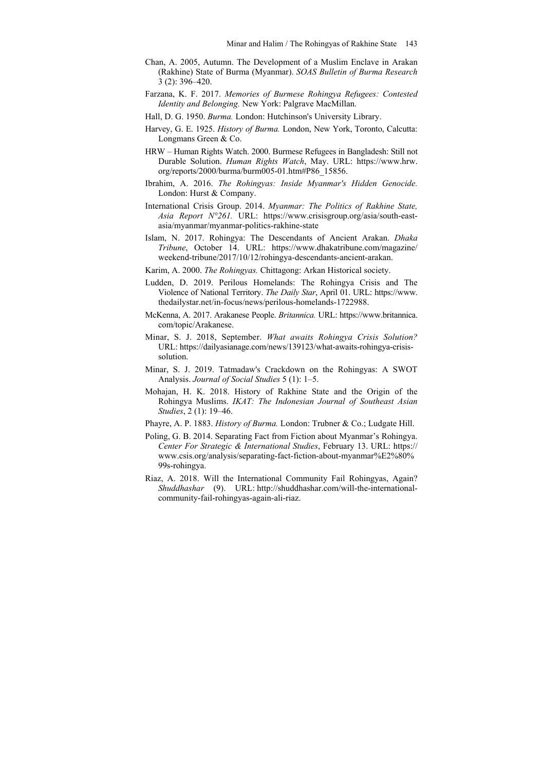Chan, A. 2005, Autumn. The Development of a Muslim Enclave in Arakan (Rakhine) State of Burma (Myanmar). *SOAS Bulletin of Burma Research* 3 (2): 396–420.

Farzana, K. F. 2017. *Memories of Burmese Rohingya Refugees: Contested Identity and Belonging.* New York: Palgrave MacMillan.

Hall, D. G. 1950. *Burma.* London: Hutchinson's University Library.

Harvey, G. E. 1925. *History of Burma.* London, New York, Toronto, Calcutta: Longmans Green & Co.

HRW – Human Rights Watch. 2000. Burmese Refugees in Bangladesh: Still not Durable Solution. *Human Rights Watch*, May. URL: https://www.hrw.org/reports/2000/burma/burm005-01.htm#P86_15856.

Ibrahim, A. 2016. *The Rohingyas: Inside Myanmar's Hidden Genocide.* London: Hurst & Company.

International Crisis Group. 2014. *Myanmar: The Politics of Rakhine State, Asia Report N°261.* URL: https://www.crisisgroup.org/asia/south-east-asia/myanmar/myanmar-politics-rakhine-state

Islam, N. 2017. Rohingya: The Descendants of Ancient Arakan. *Dhaka Tribune*, October 14. URL: https://www.dhakatribune.com/magazine/weekend-tribune/2017/10/12/rohingya-descendants-ancient-arakan.

Karim, A. 2000. *The Rohingyas.* Chittagong: Arkan Historical society.

Ludden, D. 2019. Perilous Homelands: The Rohingya Crisis and The Violence of National Territory. *The Daily Star*, April 01. URL: https://www.thedailystar.net/in-focus/news/perilous-homelands-1722988.

McKenna, A. 2017. Arakanese People. *Britannica.* URL: https://www.britannica.com/topic/Arakanese.

Minar, S. J. 2018, September. *What awaits Rohingya Crisis Solution?* URL: https://dailyasianage.com/news/139123/what-awaits-rohingya-crisis-solution.

Minar, S. J. 2019. Tatmadaw's Crackdown on the Rohingyas: A SWOT Analysis. *Journal of Social Studies* 5 (1): 1–5.

Mohajan, H. K. 2018. History of Rakhine State and the Origin of the Rohingya Muslims. *IKAT: The Indonesian Journal of Southeast Asian Studies*, 2 (1): 19–46.

Phayre, A. P. 1883. *History of Burma.* London: Trubner & Co.; Ludgate Hill.

Poling, G. B. 2014. Separating Fact from Fiction about Myanmar's Rohingya. *Center For Strategic & International Studies*, February 13. URL: https://www.csis.org/analysis/separating-fact-fiction-about-myanmar%E2%80%99s-rohingya.

Riaz, A. 2018. Will the International Community Fail Rohingyas, Again? *Shuddhashar* (9). URL: http://shuddhashar.com/will-the-international-community-fail-rohingyas-again-ali-riaz.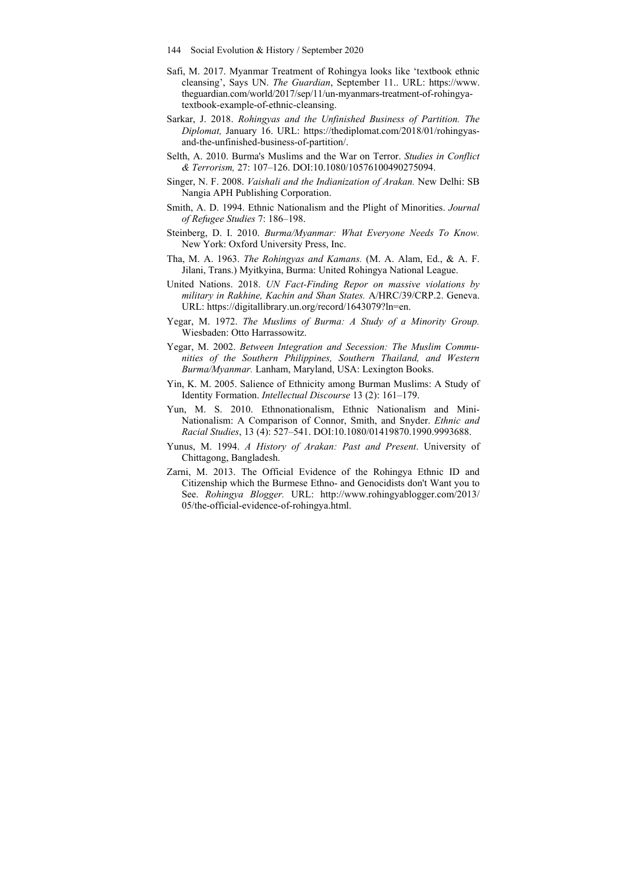Safi, M. 2017. Myanmar Treatment of Rohingya looks like 'textbook ethnic cleansing', Says UN. *The Guardian*, September 11.. URL: https://www.theguardian.com/world/2017/sep/11/un-myanmars-treatment-of-rohingya-textbook-example-of-ethnic-cleansing.

Sarkar, J. 2018. *Rohingyas and the Unfinished Business of Partition. The Diplomat,* January 16. URL: https://thediplomat.com/2018/01/rohingyas-and-the-unfinished-business-of-partition/.

Selth, A. 2010. Burma's Muslims and the War on Terror. *Studies in Conflict & Terrorism,* 27: 107–126. DOI:10.1080/10576100490275094.

Singer, N. F. 2008. *Vaishali and the Indianization of Arakan.* New Delhi: SB Nangia APH Publishing Corporation.

Smith, A. D. 1994. Ethnic Nationalism and the Plight of Minorities. *Journal of Refugee Studies* 7: 186–198.

Steinberg, D. I. 2010. *Burma/Myanmar: What Everyone Needs To Know.* New York: Oxford University Press, Inc.

Tha, M. A. 1963. *The Rohingyas and Kamans.* (M. A. Alam, Ed., & A. F. Jilani, Trans.) Myitkyina, Burma: United Rohingya National League.

United Nations. 2018. *UN Fact-Finding Repor on massive violations by military in Rakhine, Kachin and Shan States.* A/HRC/39/CRP.2. Geneva. URL: https://digitallibrary.un.org/record/1643079?ln=en.

Yegar, M. 1972. *The Muslims of Burma: A Study of a Minority Group.* Wiesbaden: Otto Harrassowitz.

Yegar, M. 2002. *Between Integration and Secession: The Muslim Communities of the Southern Philippines, Southern Thailand, and Western Burma/Myanmar.* Lanham, Maryland, USA: Lexington Books.

Yin, K. M. 2005. Salience of Ethnicity among Burman Muslims: A Study of Identity Formation. *Intellectual Discourse* 13 (2): 161–179.

Yun, M. S. 2010. Ethnonationalism, Ethnic Nationalism and Mini-Nationalism: A Comparison of Connor, Smith, and Snyder. *Ethnic and Racial Studies*, 13 (4): 527–541. DOI:10.1080/01419870.1990.9993688.

Yunus, M. 1994. *A History of Arakan: Past and Present*. University of Chittagong, Bangladesh.

Zarni, M. 2013. The Official Evidence of the Rohingya Ethnic ID and Citizenship which the Burmese Ethno- and Genocidists don't Want you to See. *Rohingya Blogger.* URL: http://www.rohingyablogger.com/2013/05/the-official-evidence-of-rohingya.html.